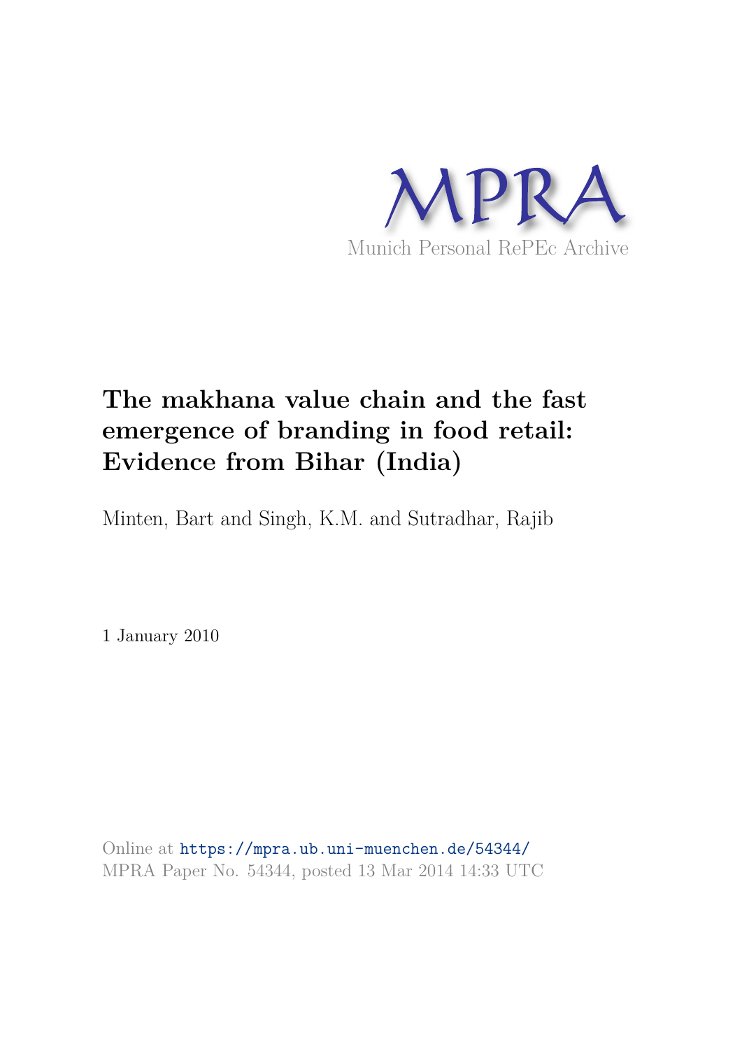MPRA

Munich Personal RePEc Archive

# The makhana value chain and the fast emergence of branding in food retail: Evidence from Bihar (India)

Minten, Bart and Singh, K.M. and Sutradhar, Rajib

1 January 2010

Online at https://mpra.ub.uni-muenchen.de/54344/
MPRA Paper No. 54344, posted 13 Mar 2014 14:33 UTC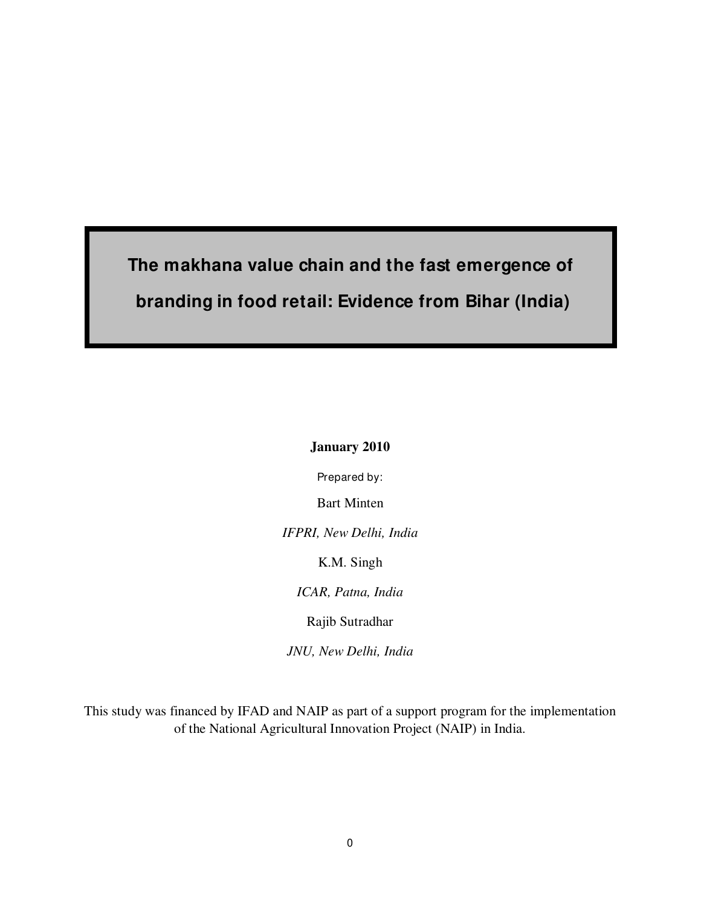# The makhana value chain and the fast emergence of branding in food retail: Evidence from Bihar (India)

**January 2010**

Prepared by:

Bart Minten

*IFPRI, New Delhi, India*

K.M. Singh

*ICAR, Patna, India*

Rajib Sutradhar

*JNU, New Delhi, India*

This study was financed by IFAD and NAIP as part of a support program for the implementation of the National Agricultural Innovation Project (NAIP) in India.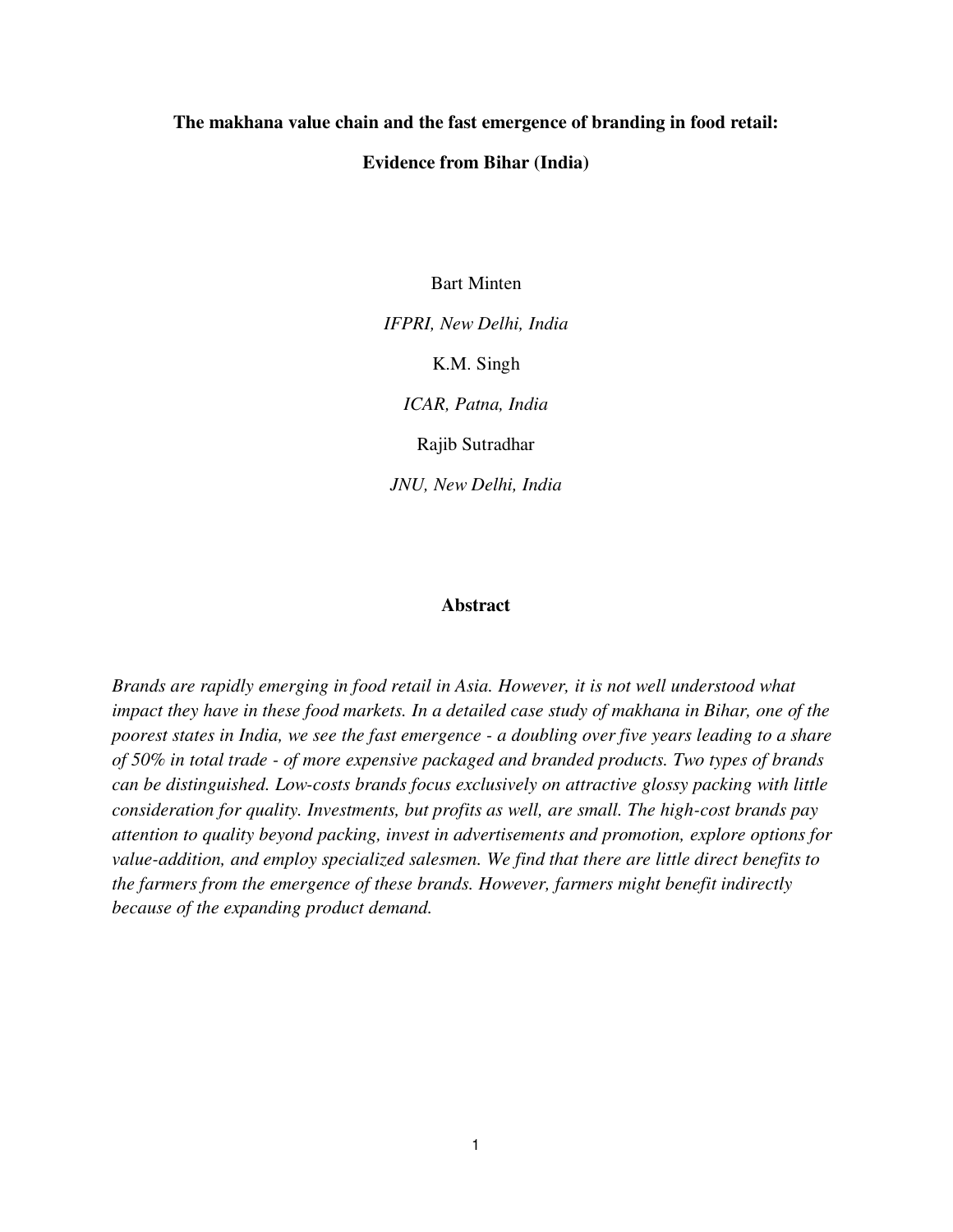**The makhana value chain and the fast emergence of branding in food retail:**

**Evidence from Bihar (India)**

Bart Minten

*IFPRI, New Delhi, India*

K.M. Singh

*ICAR, Patna, India*

Rajib Sutradhar

*JNU, New Delhi, India*

**Abstract**

*Brands are rapidly emerging in food retail in Asia. However, it is not well understood what impact they have in these food markets. In a detailed case study of makhana in Bihar, one of the poorest states in India, we see the fast emergence - a doubling over five years leading to a share of 50% in total trade - of more expensive packaged and branded products. Two types of brands can be distinguished. Low-costs brands focus exclusively on attractive glossy packing with little consideration for quality. Investments, but profits as well, are small. The high-cost brands pay attention to quality beyond packing, invest in advertisements and promotion, explore options for value-addition, and employ specialized salesmen. We find that there are little direct benefits to the farmers from the emergence of these brands. However, farmers might benefit indirectly because of the expanding product demand.*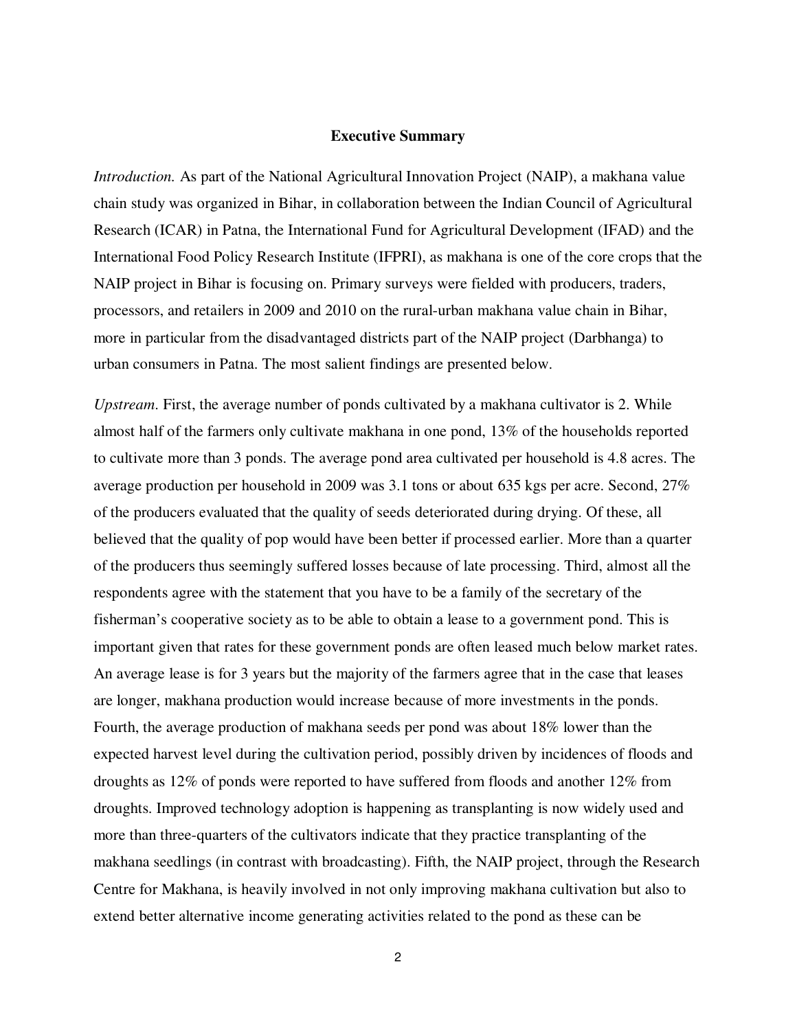## Executive Summary

*Introduction.* As part of the National Agricultural Innovation Project (NAIP), a makhana value chain study was organized in Bihar, in collaboration between the Indian Council of Agricultural Research (ICAR) in Patna, the International Fund for Agricultural Development (IFAD) and the International Food Policy Research Institute (IFPRI), as makhana is one of the core crops that the NAIP project in Bihar is focusing on. Primary surveys were fielded with producers, traders, processors, and retailers in 2009 and 2010 on the rural-urban makhana value chain in Bihar, more in particular from the disadvantaged districts part of the NAIP project (Darbhanga) to urban consumers in Patna. The most salient findings are presented below.

*Upstream*. First, the average number of ponds cultivated by a makhana cultivator is 2. While almost half of the farmers only cultivate makhana in one pond, 13% of the households reported to cultivate more than 3 ponds. The average pond area cultivated per household is 4.8 acres. The average production per household in 2009 was 3.1 tons or about 635 kgs per acre. Second, 27% of the producers evaluated that the quality of seeds deteriorated during drying. Of these, all believed that the quality of pop would have been better if processed earlier. More than a quarter of the producers thus seemingly suffered losses because of late processing. Third, almost all the respondents agree with the statement that you have to be a family of the secretary of the fisherman's cooperative society as to be able to obtain a lease to a government pond. This is important given that rates for these government ponds are often leased much below market rates. An average lease is for 3 years but the majority of the farmers agree that in the case that leases are longer, makhana production would increase because of more investments in the ponds. Fourth, the average production of makhana seeds per pond was about 18% lower than the expected harvest level during the cultivation period, possibly driven by incidences of floods and droughts as 12% of ponds were reported to have suffered from floods and another 12% from droughts. Improved technology adoption is happening as transplanting is now widely used and more than three-quarters of the cultivators indicate that they practice transplanting of the makhana seedlings (in contrast with broadcasting). Fifth, the NAIP project, through the Research Centre for Makhana, is heavily involved in not only improving makhana cultivation but also to extend better alternative income generating activities related to the pond as these can be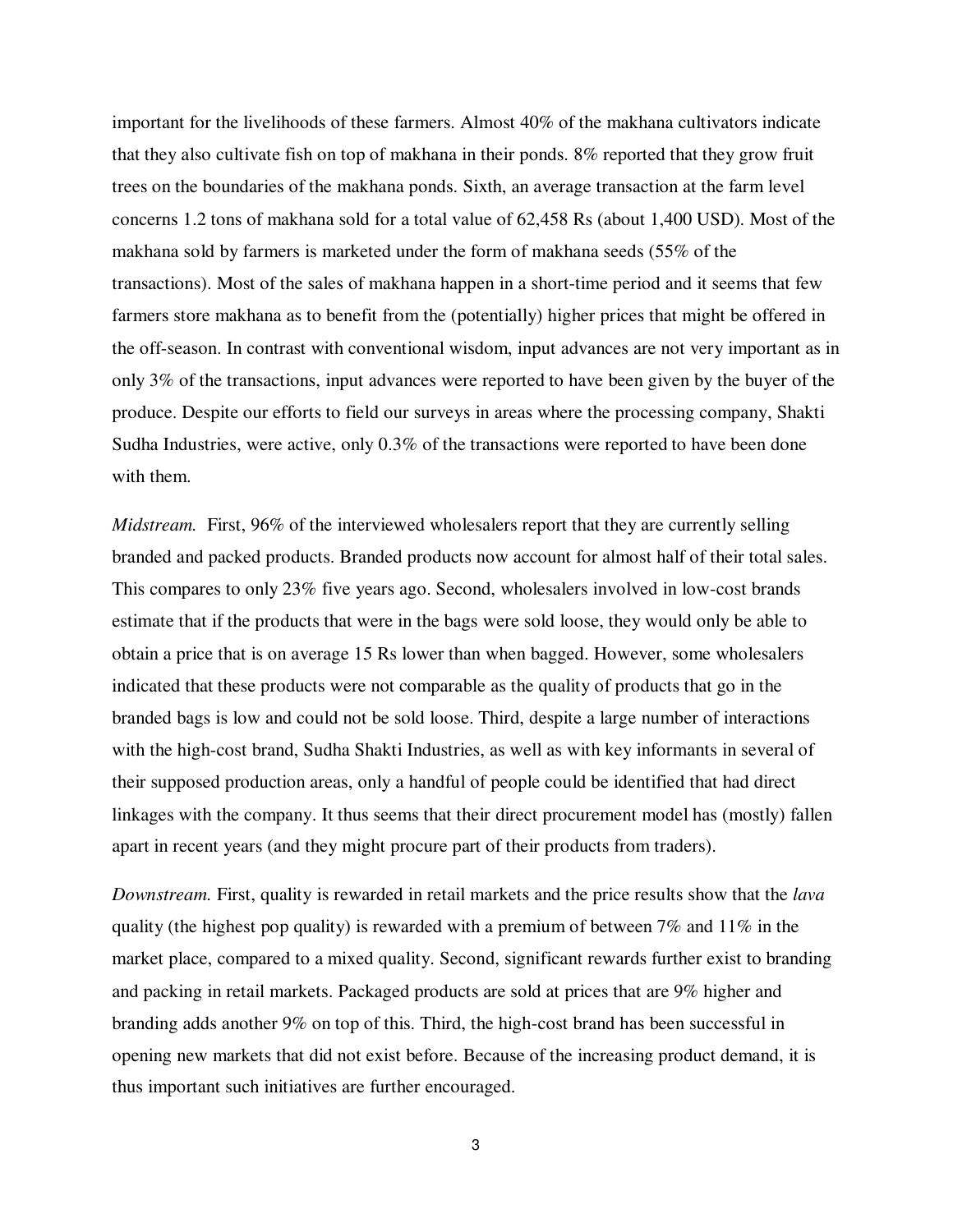important for the livelihoods of these farmers. Almost 40% of the makhana cultivators indicate that they also cultivate fish on top of makhana in their ponds. 8% reported that they grow fruit trees on the boundaries of the makhana ponds. Sixth, an average transaction at the farm level concerns 1.2 tons of makhana sold for a total value of 62,458 Rs (about 1,400 USD). Most of the makhana sold by farmers is marketed under the form of makhana seeds (55% of the transactions). Most of the sales of makhana happen in a short-time period and it seems that few farmers store makhana as to benefit from the (potentially) higher prices that might be offered in the off-season. In contrast with conventional wisdom, input advances are not very important as in only 3% of the transactions, input advances were reported to have been given by the buyer of the produce. Despite our efforts to field our surveys in areas where the processing company, Shakti Sudha Industries, were active, only 0.3% of the transactions were reported to have been done with them.

*Midstream.* First, 96% of the interviewed wholesalers report that they are currently selling branded and packed products. Branded products now account for almost half of their total sales. This compares to only 23% five years ago. Second, wholesalers involved in low-cost brands estimate that if the products that were in the bags were sold loose, they would only be able to obtain a price that is on average 15 Rs lower than when bagged. However, some wholesalers indicated that these products were not comparable as the quality of products that go in the branded bags is low and could not be sold loose. Third, despite a large number of interactions with the high-cost brand, Sudha Shakti Industries, as well as with key informants in several of their supposed production areas, only a handful of people could be identified that had direct linkages with the company. It thus seems that their direct procurement model has (mostly) fallen apart in recent years (and they might procure part of their products from traders).

*Downstream.* First, quality is rewarded in retail markets and the price results show that the *lava* quality (the highest pop quality) is rewarded with a premium of between 7% and 11% in the market place, compared to a mixed quality. Second, significant rewards further exist to branding and packing in retail markets. Packaged products are sold at prices that are 9% higher and branding adds another 9% on top of this. Third, the high-cost brand has been successful in opening new markets that did not exist before. Because of the increasing product demand, it is thus important such initiatives are further encouraged.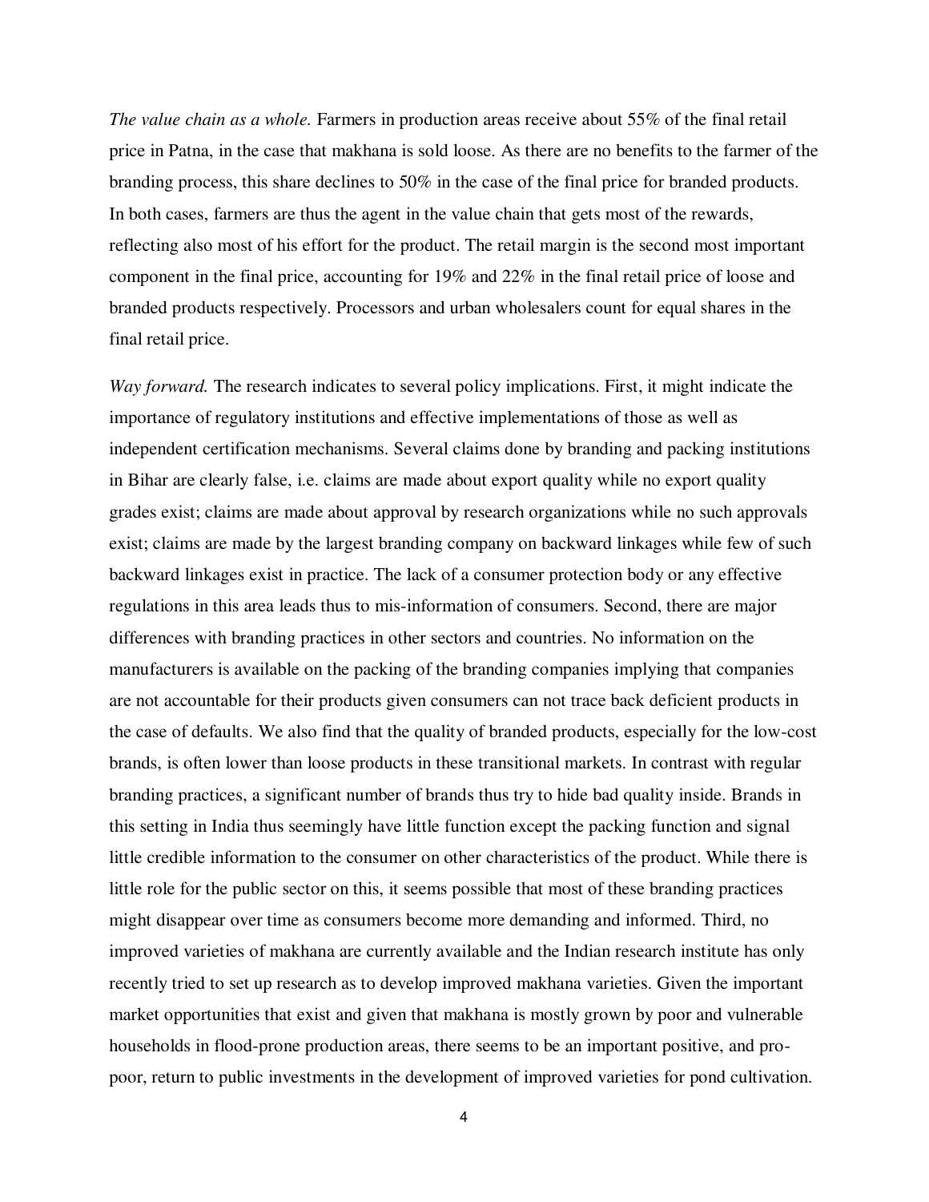*The value chain as a whole.* Farmers in production areas receive about 55% of the final retail price in Patna, in the case that makhana is sold loose. As there are no benefits to the farmer of the branding process, this share declines to 50% in the case of the final price for branded products. In both cases, farmers are thus the agent in the value chain that gets most of the rewards, reflecting also most of his effort for the product. The retail margin is the second most important component in the final price, accounting for 19% and 22% in the final retail price of loose and branded products respectively. Processors and urban wholesalers count for equal shares in the final retail price.

*Way forward.* The research indicates to several policy implications. First, it might indicate the importance of regulatory institutions and effective implementations of those as well as independent certification mechanisms. Several claims done by branding and packing institutions in Bihar are clearly false, i.e. claims are made about export quality while no export quality grades exist; claims are made about approval by research organizations while no such approvals exist; claims are made by the largest branding company on backward linkages while few of such backward linkages exist in practice. The lack of a consumer protection body or any effective regulations in this area leads thus to mis-information of consumers. Second, there are major differences with branding practices in other sectors and countries. No information on the manufacturers is available on the packing of the branding companies implying that companies are not accountable for their products given consumers can not trace back deficient products in the case of defaults. We also find that the quality of branded products, especially for the low-cost brands, is often lower than loose products in these transitional markets. In contrast with regular branding practices, a significant number of brands thus try to hide bad quality inside. Brands in this setting in India thus seemingly have little function except the packing function and signal little credible information to the consumer on other characteristics of the product. While there is little role for the public sector on this, it seems possible that most of these branding practices might disappear over time as consumers become more demanding and informed. Third, no improved varieties of makhana are currently available and the Indian research institute has only recently tried to set up research as to develop improved makhana varieties. Given the important market opportunities that exist and given that makhana is mostly grown by poor and vulnerable households in flood-prone production areas, there seems to be an important positive, and pro-poor, return to public investments in the development of improved varieties for pond cultivation.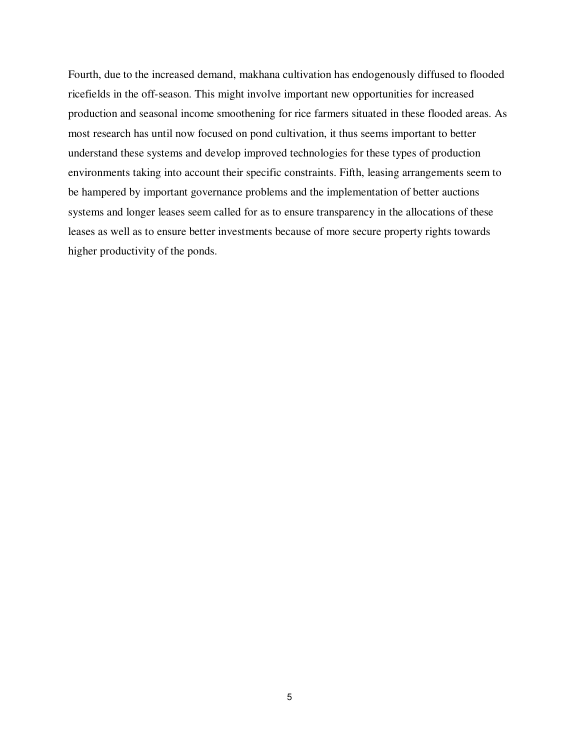Fourth, due to the increased demand, makhana cultivation has endogenously diffused to flooded ricefields in the off-season. This might involve important new opportunities for increased production and seasonal income smoothening for rice farmers situated in these flooded areas. As most research has until now focused on pond cultivation, it thus seems important to better understand these systems and develop improved technologies for these types of production environments taking into account their specific constraints. Fifth, leasing arrangements seem to be hampered by important governance problems and the implementation of better auctions systems and longer leases seem called for as to ensure transparency in the allocations of these leases as well as to ensure better investments because of more secure property rights towards higher productivity of the ponds.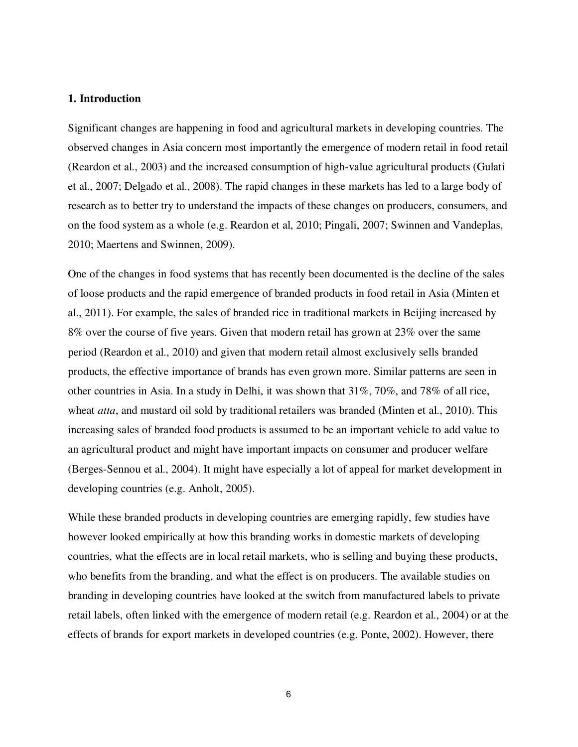## 1. Introduction

Significant changes are happening in food and agricultural markets in developing countries. The observed changes in Asia concern most importantly the emergence of modern retail in food retail (Reardon et al., 2003) and the increased consumption of high-value agricultural products (Gulati et al., 2007; Delgado et al., 2008). The rapid changes in these markets has led to a large body of research as to better try to understand the impacts of these changes on producers, consumers, and on the food system as a whole (e.g. Reardon et al, 2010; Pingali, 2007; Swinnen and Vandeplas, 2010; Maertens and Swinnen, 2009).

One of the changes in food systems that has recently been documented is the decline of the sales of loose products and the rapid emergence of branded products in food retail in Asia (Minten et al., 2011). For example, the sales of branded rice in traditional markets in Beijing increased by 8% over the course of five years. Given that modern retail has grown at 23% over the same period (Reardon et al., 2010) and given that modern retail almost exclusively sells branded products, the effective importance of brands has even grown more. Similar patterns are seen in other countries in Asia. In a study in Delhi, it was shown that 31%, 70%, and 78% of all rice, wheat *atta*, and mustard oil sold by traditional retailers was branded (Minten et al., 2010). This increasing sales of branded food products is assumed to be an important vehicle to add value to an agricultural product and might have important impacts on consumer and producer welfare (Berges-Sennou et al., 2004). It might have especially a lot of appeal for market development in developing countries (e.g. Anholt, 2005).

While these branded products in developing countries are emerging rapidly, few studies have however looked empirically at how this branding works in domestic markets of developing countries, what the effects are in local retail markets, who is selling and buying these products, who benefits from the branding, and what the effect is on producers. The available studies on branding in developing countries have looked at the switch from manufactured labels to private retail labels, often linked with the emergence of modern retail (e.g. Reardon et al., 2004) or at the effects of brands for export markets in developed countries (e.g. Ponte, 2002). However, there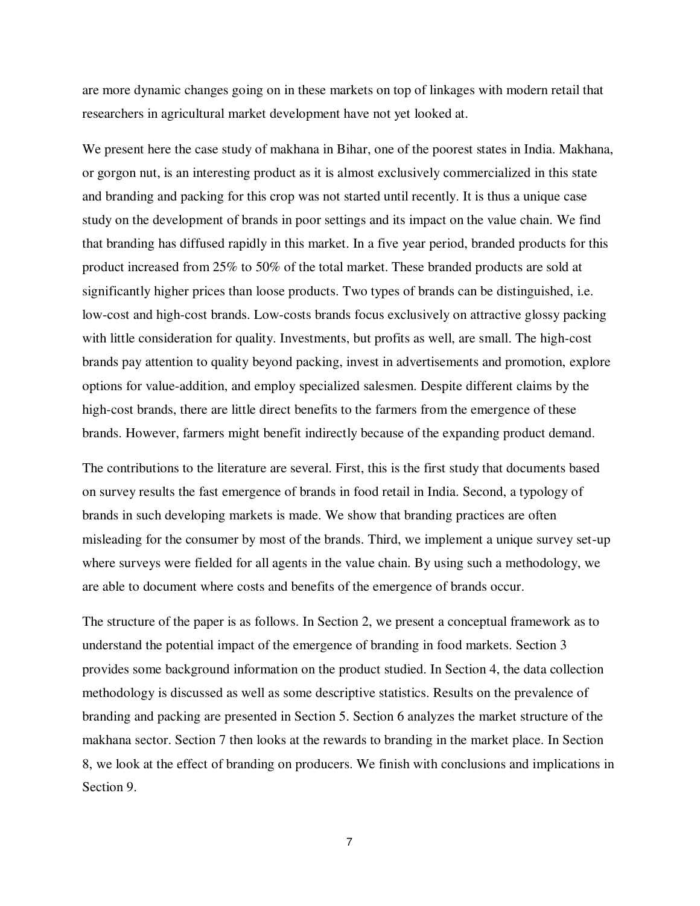are more dynamic changes going on in these markets on top of linkages with modern retail that researchers in agricultural market development have not yet looked at.

We present here the case study of makhana in Bihar, one of the poorest states in India. Makhana, or gorgon nut, is an interesting product as it is almost exclusively commercialized in this state and branding and packing for this crop was not started until recently. It is thus a unique case study on the development of brands in poor settings and its impact on the value chain. We find that branding has diffused rapidly in this market. In a five year period, branded products for this product increased from 25% to 50% of the total market. These branded products are sold at significantly higher prices than loose products. Two types of brands can be distinguished, i.e. low-cost and high-cost brands. Low-costs brands focus exclusively on attractive glossy packing with little consideration for quality. Investments, but profits as well, are small. The high-cost brands pay attention to quality beyond packing, invest in advertisements and promotion, explore options for value-addition, and employ specialized salesmen. Despite different claims by the high-cost brands, there are little direct benefits to the farmers from the emergence of these brands. However, farmers might benefit indirectly because of the expanding product demand.

The contributions to the literature are several. First, this is the first study that documents based on survey results the fast emergence of brands in food retail in India. Second, a typology of brands in such developing markets is made. We show that branding practices are often misleading for the consumer by most of the brands. Third, we implement a unique survey set-up where surveys were fielded for all agents in the value chain. By using such a methodology, we are able to document where costs and benefits of the emergence of brands occur.

The structure of the paper is as follows. In Section 2, we present a conceptual framework as to understand the potential impact of the emergence of branding in food markets. Section 3 provides some background information on the product studied. In Section 4, the data collection methodology is discussed as well as some descriptive statistics. Results on the prevalence of branding and packing are presented in Section 5. Section 6 analyzes the market structure of the makhana sector. Section 7 then looks at the rewards to branding in the market place. In Section 8, we look at the effect of branding on producers. We finish with conclusions and implications in Section 9.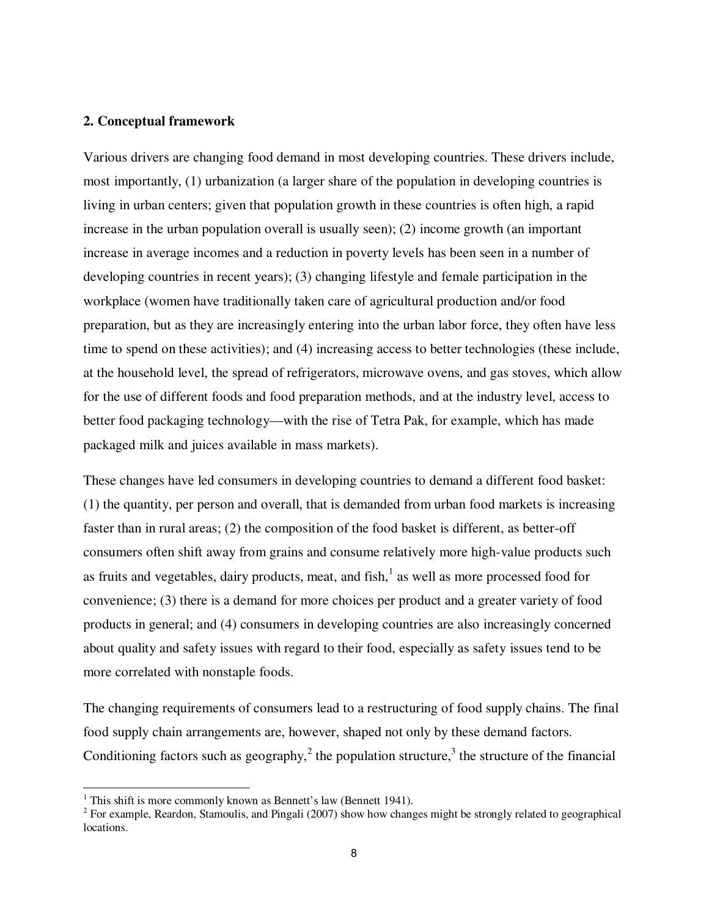## 2. Conceptual framework

Various drivers are changing food demand in most developing countries. These drivers include, most importantly, (1) urbanization (a larger share of the population in developing countries is living in urban centers; given that population growth in these countries is often high, a rapid increase in the urban population overall is usually seen); (2) income growth (an important increase in average incomes and a reduction in poverty levels has been seen in a number of developing countries in recent years); (3) changing lifestyle and female participation in the workplace (women have traditionally taken care of agricultural production and/or food preparation, but as they are increasingly entering into the urban labor force, they often have less time to spend on these activities); and (4) increasing access to better technologies (these include, at the household level, the spread of refrigerators, microwave ovens, and gas stoves, which allow for the use of different foods and food preparation methods, and at the industry level, access to better food packaging technology—with the rise of Tetra Pak, for example, which has made packaged milk and juices available in mass markets).

These changes have led consumers in developing countries to demand a different food basket: (1) the quantity, per person and overall, that is demanded from urban food markets is increasing faster than in rural areas; (2) the composition of the food basket is different, as better-off consumers often shift away from grains and consume relatively more high-value products such as fruits and vegetables, dairy products, meat, and fish,[1] as well as more processed food for convenience; (3) there is a demand for more choices per product and a greater variety of food products in general; and (4) consumers in developing countries are also increasingly concerned about quality and safety issues with regard to their food, especially as safety issues tend to be more correlated with nonstaple foods.

The changing requirements of consumers lead to a restructuring of food supply chains. The final food supply chain arrangements are, however, shaped not only by these demand factors. Conditioning factors such as geography,[2] the population structure,[3] the structure of the financial

---

[1] This shift is more commonly known as Bennett's law (Bennett 1941).

[2] For example, Reardon, Stamoulis, and Pingali (2007) show how changes might be strongly related to geographical locations.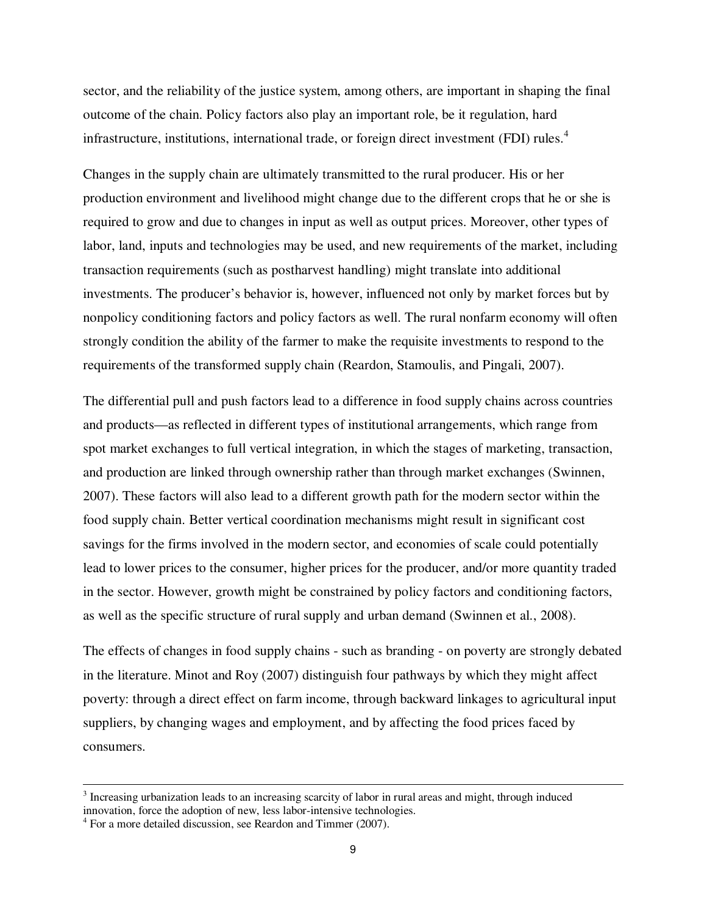sector, and the reliability of the justice system, among others, are important in shaping the final outcome of the chain. Policy factors also play an important role, be it regulation, hard infrastructure, institutions, international trade, or foreign direct investment (FDI) rules.[4]

Changes in the supply chain are ultimately transmitted to the rural producer. His or her production environment and livelihood might change due to the different crops that he or she is required to grow and due to changes in input as well as output prices. Moreover, other types of labor, land, inputs and technologies may be used, and new requirements of the market, including transaction requirements (such as postharvest handling) might translate into additional investments. The producer's behavior is, however, influenced not only by market forces but by nonpolicy conditioning factors and policy factors as well. The rural nonfarm economy will often strongly condition the ability of the farmer to make the requisite investments to respond to the requirements of the transformed supply chain (Reardon, Stamoulis, and Pingali, 2007).

The differential pull and push factors lead to a difference in food supply chains across countries and products—as reflected in different types of institutional arrangements, which range from spot market exchanges to full vertical integration, in which the stages of marketing, transaction, and production are linked through ownership rather than through market exchanges (Swinnen, 2007). These factors will also lead to a different growth path for the modern sector within the food supply chain. Better vertical coordination mechanisms might result in significant cost savings for the firms involved in the modern sector, and economies of scale could potentially lead to lower prices to the consumer, higher prices for the producer, and/or more quantity traded in the sector. However, growth might be constrained by policy factors and conditioning factors, as well as the specific structure of rural supply and urban demand (Swinnen et al., 2008).

The effects of changes in food supply chains - such as branding - on poverty are strongly debated in the literature. Minot and Roy (2007) distinguish four pathways by which they might affect poverty: through a direct effect on farm income, through backward linkages to agricultural input suppliers, by changing wages and employment, and by affecting the food prices faced by consumers.

---

[3] Increasing urbanization leads to an increasing scarcity of labor in rural areas and might, through induced innovation, force the adoption of new, less labor-intensive technologies.

[4] For a more detailed discussion, see Reardon and Timmer (2007).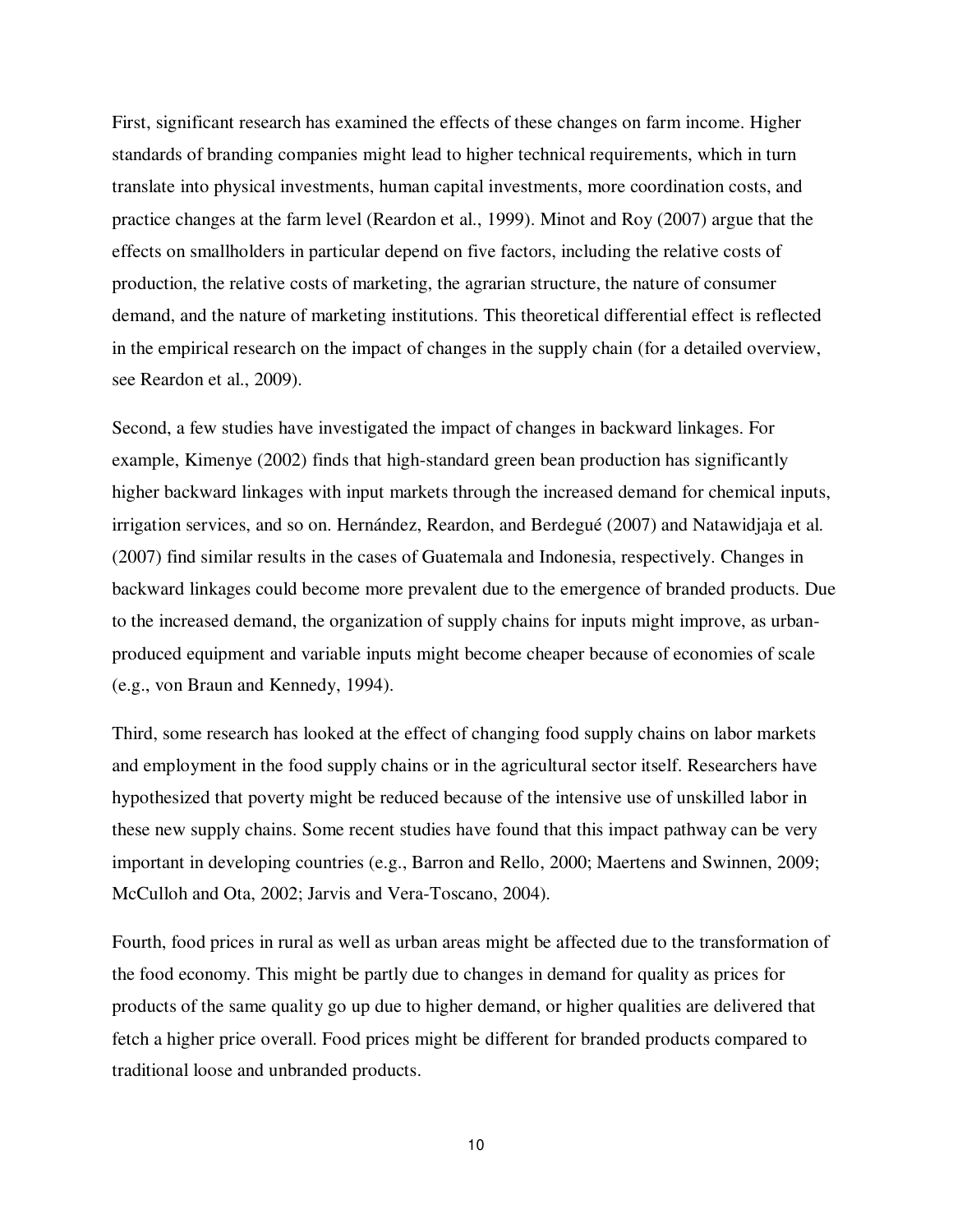First, significant research has examined the effects of these changes on farm income. Higher standards of branding companies might lead to higher technical requirements, which in turn translate into physical investments, human capital investments, more coordination costs, and practice changes at the farm level (Reardon et al., 1999). Minot and Roy (2007) argue that the effects on smallholders in particular depend on five factors, including the relative costs of production, the relative costs of marketing, the agrarian structure, the nature of consumer demand, and the nature of marketing institutions. This theoretical differential effect is reflected in the empirical research on the impact of changes in the supply chain (for a detailed overview, see Reardon et al., 2009).

Second, a few studies have investigated the impact of changes in backward linkages. For example, Kimenye (2002) finds that high-standard green bean production has significantly higher backward linkages with input markets through the increased demand for chemical inputs, irrigation services, and so on. Hernández, Reardon, and Berdegué (2007) and Natawidjaja et al. (2007) find similar results in the cases of Guatemala and Indonesia, respectively. Changes in backward linkages could become more prevalent due to the emergence of branded products. Due to the increased demand, the organization of supply chains for inputs might improve, as urban-produced equipment and variable inputs might become cheaper because of economies of scale (e.g., von Braun and Kennedy, 1994).

Third, some research has looked at the effect of changing food supply chains on labor markets and employment in the food supply chains or in the agricultural sector itself. Researchers have hypothesized that poverty might be reduced because of the intensive use of unskilled labor in these new supply chains. Some recent studies have found that this impact pathway can be very important in developing countries (e.g., Barron and Rello, 2000; Maertens and Swinnen, 2009; McCulloh and Ota, 2002; Jarvis and Vera-Toscano, 2004).

Fourth, food prices in rural as well as urban areas might be affected due to the transformation of the food economy. This might be partly due to changes in demand for quality as prices for products of the same quality go up due to higher demand, or higher qualities are delivered that fetch a higher price overall. Food prices might be different for branded products compared to traditional loose and unbranded products.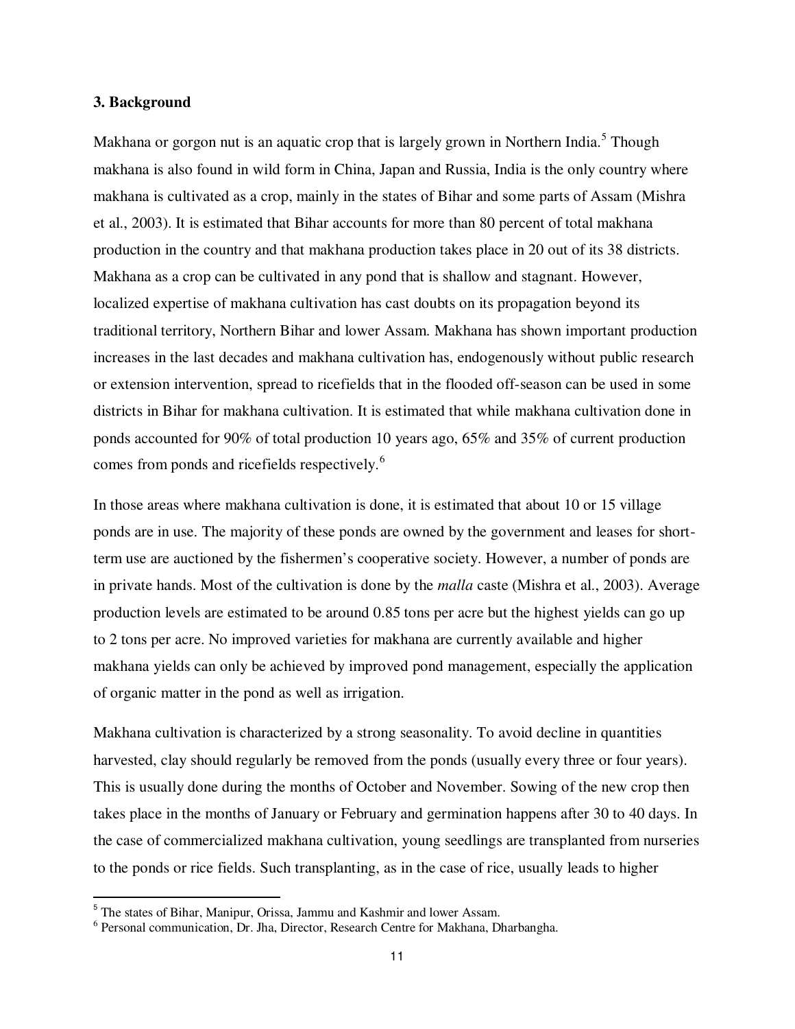### 3. Background

Makhana or gorgon nut is an aquatic crop that is largely grown in Northern India.[5] Though makhana is also found in wild form in China, Japan and Russia, India is the only country where makhana is cultivated as a crop, mainly in the states of Bihar and some parts of Assam (Mishra et al., 2003). It is estimated that Bihar accounts for more than 80 percent of total makhana production in the country and that makhana production takes place in 20 out of its 38 districts. Makhana as a crop can be cultivated in any pond that is shallow and stagnant. However, localized expertise of makhana cultivation has cast doubts on its propagation beyond its traditional territory, Northern Bihar and lower Assam. Makhana has shown important production increases in the last decades and makhana cultivation has, endogenously without public research or extension intervention, spread to ricefields that in the flooded off-season can be used in some districts in Bihar for makhana cultivation. It is estimated that while makhana cultivation done in ponds accounted for 90% of total production 10 years ago, 65% and 35% of current production comes from ponds and ricefields respectively.[6]

In those areas where makhana cultivation is done, it is estimated that about 10 or 15 village ponds are in use. The majority of these ponds are owned by the government and leases for short-term use are auctioned by the fishermen's cooperative society. However, a number of ponds are in private hands. Most of the cultivation is done by the *malla* caste (Mishra et al., 2003). Average production levels are estimated to be around 0.85 tons per acre but the highest yields can go up to 2 tons per acre. No improved varieties for makhana are currently available and higher makhana yields can only be achieved by improved pond management, especially the application of organic matter in the pond as well as irrigation.

Makhana cultivation is characterized by a strong seasonality. To avoid decline in quantities harvested, clay should regularly be removed from the ponds (usually every three or four years). This is usually done during the months of October and November. Sowing of the new crop then takes place in the months of January or February and germination happens after 30 to 40 days. In the case of commercialized makhana cultivation, young seedlings are transplanted from nurseries to the ponds or rice fields. Such transplanting, as in the case of rice, usually leads to higher

---

[5] The states of Bihar, Manipur, Orissa, Jammu and Kashmir and lower Assam.

[6] Personal communication, Dr. Jha, Director, Research Centre for Makhana, Dharbangha.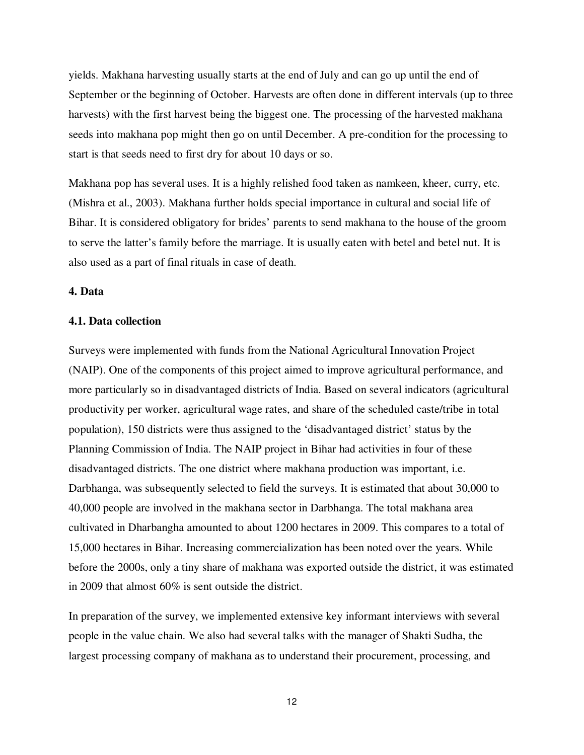yields. Makhana harvesting usually starts at the end of July and can go up until the end of September or the beginning of October. Harvests are often done in different intervals (up to three harvests) with the first harvest being the biggest one. The processing of the harvested makhana seeds into makhana pop might then go on until December. A pre-condition for the processing to start is that seeds need to first dry for about 10 days or so.

Makhana pop has several uses. It is a highly relished food taken as namkeen, kheer, curry, etc. (Mishra et al., 2003). Makhana further holds special importance in cultural and social life of Bihar. It is considered obligatory for brides' parents to send makhana to the house of the groom to serve the latter's family before the marriage. It is usually eaten with betel and betel nut. It is also used as a part of final rituals in case of death.

## 4. Data

### 4.1. Data collection

Surveys were implemented with funds from the National Agricultural Innovation Project (NAIP). One of the components of this project aimed to improve agricultural performance, and more particularly so in disadvantaged districts of India. Based on several indicators (agricultural productivity per worker, agricultural wage rates, and share of the scheduled caste/tribe in total population), 150 districts were thus assigned to the 'disadvantaged district' status by the Planning Commission of India. The NAIP project in Bihar had activities in four of these disadvantaged districts. The one district where makhana production was important, i.e. Darbhanga, was subsequently selected to field the surveys. It is estimated that about 30,000 to 40,000 people are involved in the makhana sector in Darbhanga. The total makhana area cultivated in Dharbangha amounted to about 1200 hectares in 2009. This compares to a total of 15,000 hectares in Bihar. Increasing commercialization has been noted over the years. While before the 2000s, only a tiny share of makhana was exported outside the district, it was estimated in 2009 that almost 60% is sent outside the district.

In preparation of the survey, we implemented extensive key informant interviews with several people in the value chain. We also had several talks with the manager of Shakti Sudha, the largest processing company of makhana as to understand their procurement, processing, and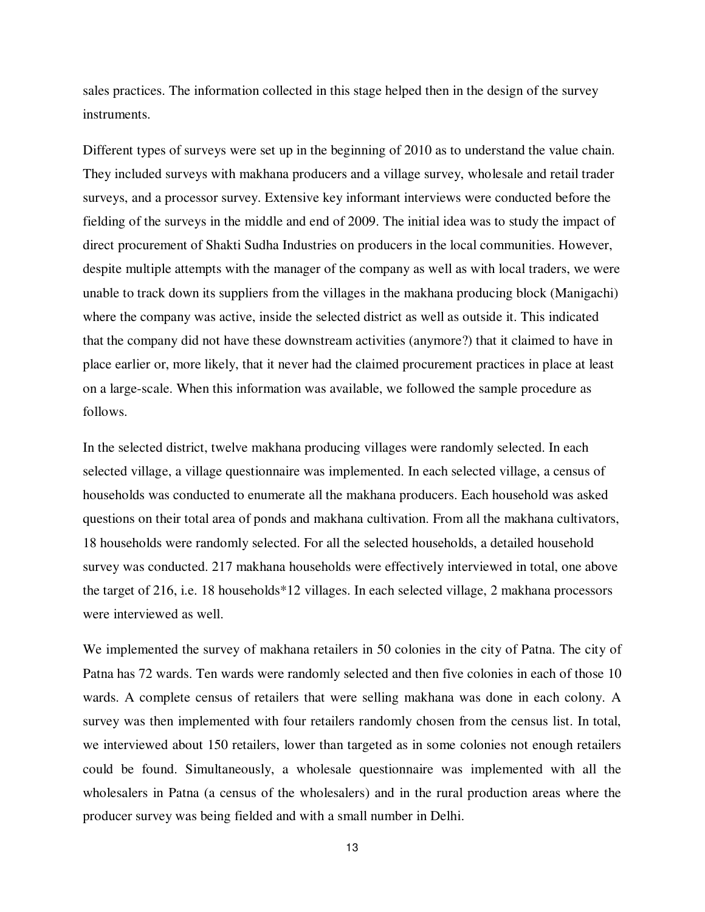sales practices. The information collected in this stage helped then in the design of the survey instruments.

Different types of surveys were set up in the beginning of 2010 as to understand the value chain. They included surveys with makhana producers and a village survey, wholesale and retail trader surveys, and a processor survey. Extensive key informant interviews were conducted before the fielding of the surveys in the middle and end of 2009. The initial idea was to study the impact of direct procurement of Shakti Sudha Industries on producers in the local communities. However, despite multiple attempts with the manager of the company as well as with local traders, we were unable to track down its suppliers from the villages in the makhana producing block (Manigachi) where the company was active, inside the selected district as well as outside it. This indicated that the company did not have these downstream activities (anymore?) that it claimed to have in place earlier or, more likely, that it never had the claimed procurement practices in place at least on a large-scale. When this information was available, we followed the sample procedure as follows.

In the selected district, twelve makhana producing villages were randomly selected. In each selected village, a village questionnaire was implemented. In each selected village, a census of households was conducted to enumerate all the makhana producers. Each household was asked questions on their total area of ponds and makhana cultivation. From all the makhana cultivators, 18 households were randomly selected. For all the selected households, a detailed household survey was conducted. 217 makhana households were effectively interviewed in total, one above the target of 216, i.e. 18 households*12 villages. In each selected village, 2 makhana processors were interviewed as well.

We implemented the survey of makhana retailers in 50 colonies in the city of Patna. The city of Patna has 72 wards. Ten wards were randomly selected and then five colonies in each of those 10 wards. A complete census of retailers that were selling makhana was done in each colony. A survey was then implemented with four retailers randomly chosen from the census list. In total, we interviewed about 150 retailers, lower than targeted as in some colonies not enough retailers could be found. Simultaneously, a wholesale questionnaire was implemented with all the wholesalers in Patna (a census of the wholesalers) and in the rural production areas where the producer survey was being fielded and with a small number in Delhi.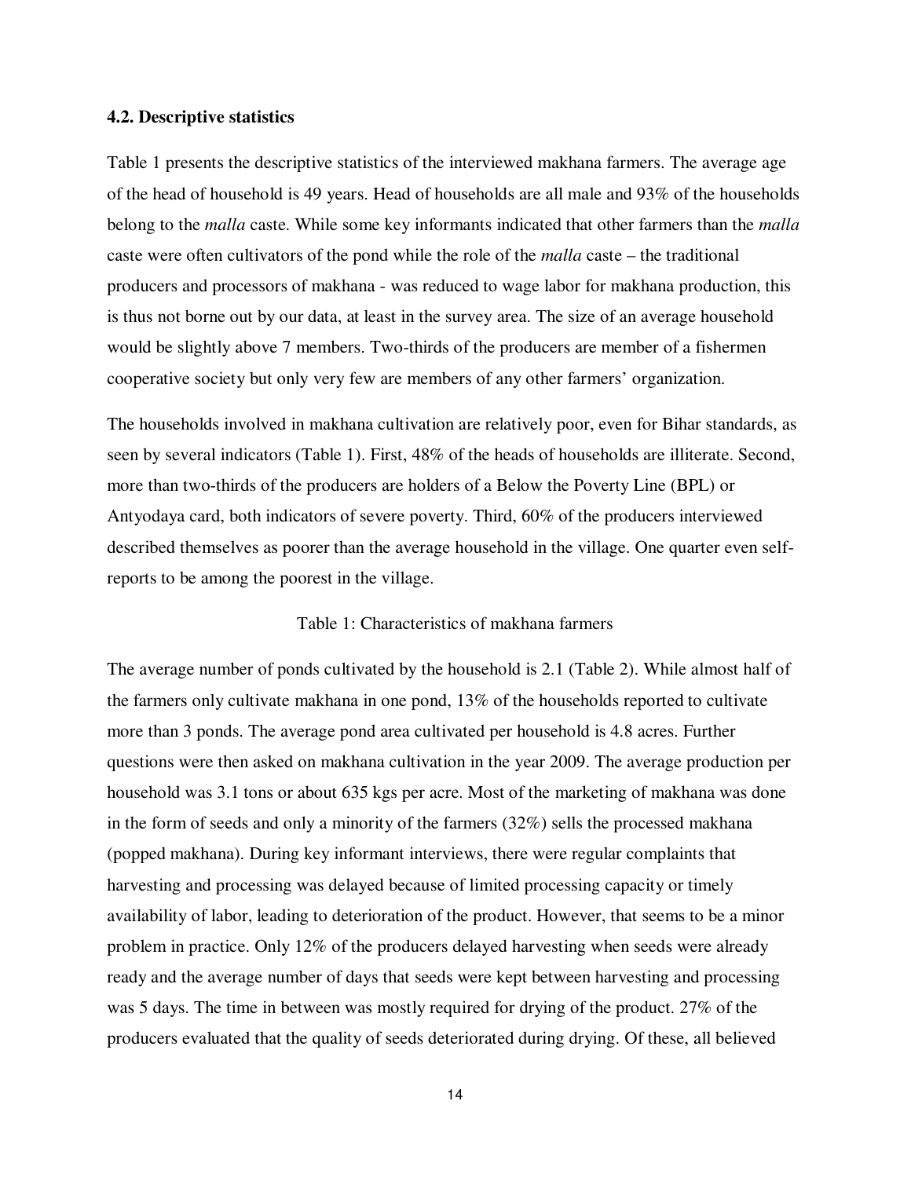### 4.2. Descriptive statistics

Table 1 presents the descriptive statistics of the interviewed makhana farmers. The average age of the head of household is 49 years. Head of households are all male and 93% of the households belong to the *malla* caste. While some key informants indicated that other farmers than the *malla* caste were often cultivators of the pond while the role of the *malla* caste – the traditional producers and processors of makhana - was reduced to wage labor for makhana production, this is thus not borne out by our data, at least in the survey area. The size of an average household would be slightly above 7 members. Two-thirds of the producers are member of a fishermen cooperative society but only very few are members of any other farmers' organization.

The households involved in makhana cultivation are relatively poor, even for Bihar standards, as seen by several indicators (Table 1). First, 48% of the heads of households are illiterate. Second, more than two-thirds of the producers are holders of a Below the Poverty Line (BPL) or Antyodaya card, both indicators of severe poverty. Third, 60% of the producers interviewed described themselves as poorer than the average household in the village. One quarter even self-reports to be among the poorest in the village.

Table 1: Characteristics of makhana farmers

The average number of ponds cultivated by the household is 2.1 (Table 2). While almost half of the farmers only cultivate makhana in one pond, 13% of the households reported to cultivate more than 3 ponds. The average pond area cultivated per household is 4.8 acres. Further questions were then asked on makhana cultivation in the year 2009. The average production per household was 3.1 tons or about 635 kgs per acre. Most of the marketing of makhana was done in the form of seeds and only a minority of the farmers (32%) sells the processed makhana (popped makhana). During key informant interviews, there were regular complaints that harvesting and processing was delayed because of limited processing capacity or timely availability of labor, leading to deterioration of the product. However, that seems to be a minor problem in practice. Only 12% of the producers delayed harvesting when seeds were already ready and the average number of days that seeds were kept between harvesting and processing was 5 days. The time in between was mostly required for drying of the product. 27% of the producers evaluated that the quality of seeds deteriorated during drying. Of these, all believed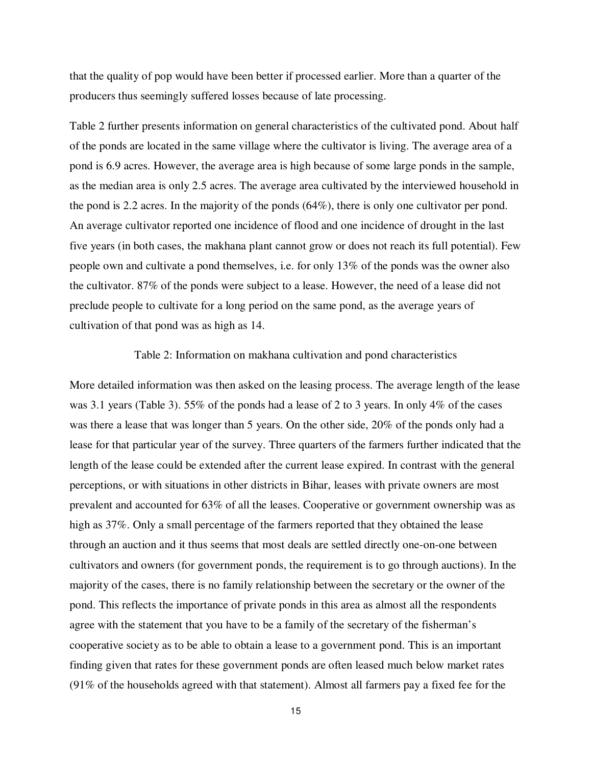that the quality of pop would have been better if processed earlier. More than a quarter of the producers thus seemingly suffered losses because of late processing.

Table 2 further presents information on general characteristics of the cultivated pond. About half of the ponds are located in the same village where the cultivator is living. The average area of a pond is 6.9 acres. However, the average area is high because of some large ponds in the sample, as the median area is only 2.5 acres. The average area cultivated by the interviewed household in the pond is 2.2 acres. In the majority of the ponds (64%), there is only one cultivator per pond. An average cultivator reported one incidence of flood and one incidence of drought in the last five years (in both cases, the makhana plant cannot grow or does not reach its full potential). Few people own and cultivate a pond themselves, i.e. for only 13% of the ponds was the owner also the cultivator. 87% of the ponds were subject to a lease. However, the need of a lease did not preclude people to cultivate for a long period on the same pond, as the average years of cultivation of that pond was as high as 14.

Table 2: Information on makhana cultivation and pond characteristics

More detailed information was then asked on the leasing process. The average length of the lease was 3.1 years (Table 3). 55% of the ponds had a lease of 2 to 3 years. In only 4% of the cases was there a lease that was longer than 5 years. On the other side, 20% of the ponds only had a lease for that particular year of the survey. Three quarters of the farmers further indicated that the length of the lease could be extended after the current lease expired. In contrast with the general perceptions, or with situations in other districts in Bihar, leases with private owners are most prevalent and accounted for 63% of all the leases. Cooperative or government ownership was as high as 37%. Only a small percentage of the farmers reported that they obtained the lease through an auction and it thus seems that most deals are settled directly one-on-one between cultivators and owners (for government ponds, the requirement is to go through auctions). In the majority of the cases, there is no family relationship between the secretary or the owner of the pond. This reflects the importance of private ponds in this area as almost all the respondents agree with the statement that you have to be a family of the secretary of the fisherman's cooperative society as to be able to obtain a lease to a government pond. This is an important finding given that rates for these government ponds are often leased much below market rates (91% of the households agreed with that statement). Almost all farmers pay a fixed fee for the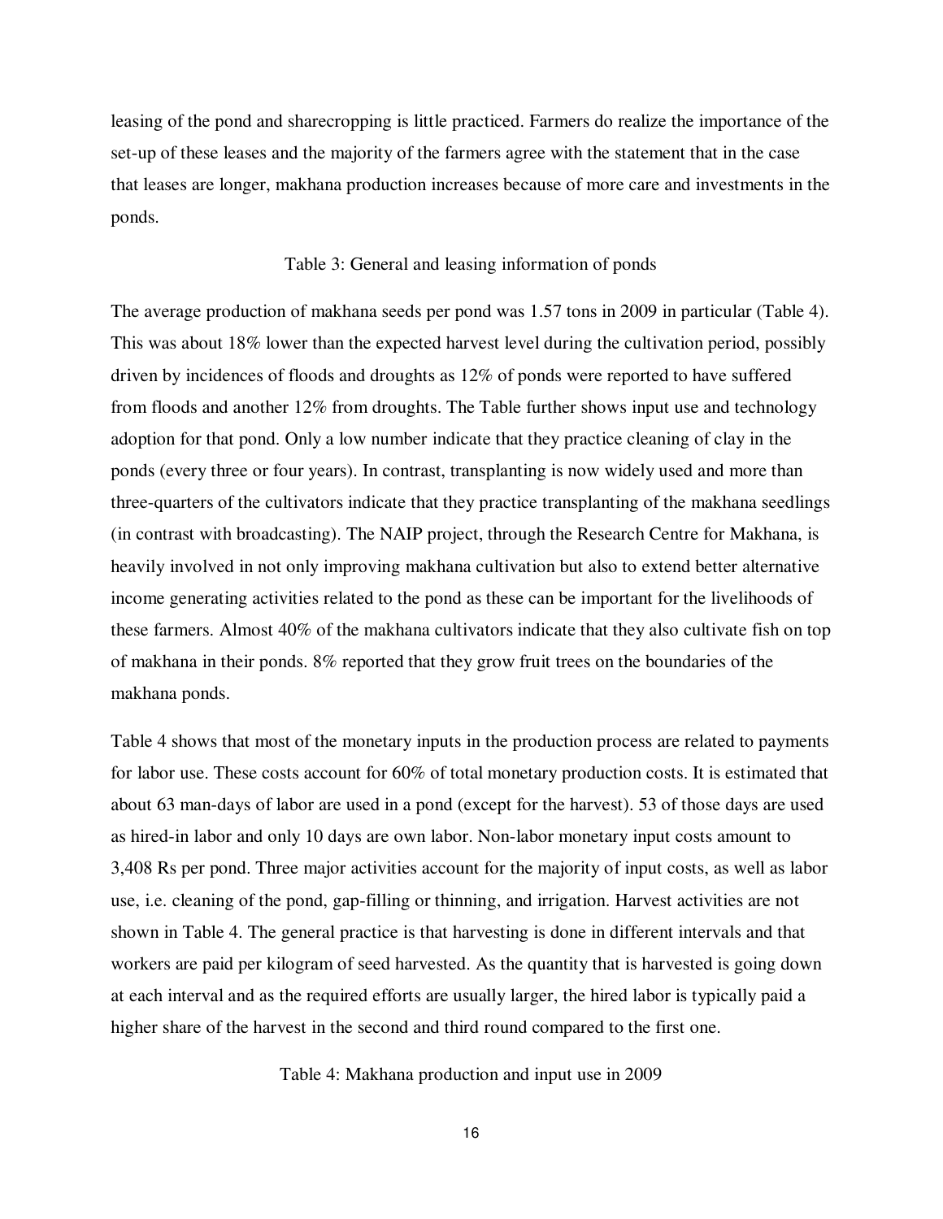leasing of the pond and sharecropping is little practiced. Farmers do realize the importance of the set-up of these leases and the majority of the farmers agree with the statement that in the case that leases are longer, makhana production increases because of more care and investments in the ponds.

Table 3: General and leasing information of ponds

The average production of makhana seeds per pond was 1.57 tons in 2009 in particular (Table 4). This was about 18% lower than the expected harvest level during the cultivation period, possibly driven by incidences of floods and droughts as 12% of ponds were reported to have suffered from floods and another 12% from droughts. The Table further shows input use and technology adoption for that pond. Only a low number indicate that they practice cleaning of clay in the ponds (every three or four years). In contrast, transplanting is now widely used and more than three-quarters of the cultivators indicate that they practice transplanting of the makhana seedlings (in contrast with broadcasting). The NAIP project, through the Research Centre for Makhana, is heavily involved in not only improving makhana cultivation but also to extend better alternative income generating activities related to the pond as these can be important for the livelihoods of these farmers. Almost 40% of the makhana cultivators indicate that they also cultivate fish on top of makhana in their ponds. 8% reported that they grow fruit trees on the boundaries of the makhana ponds.

Table 4 shows that most of the monetary inputs in the production process are related to payments for labor use. These costs account for 60% of total monetary production costs. It is estimated that about 63 man-days of labor are used in a pond (except for the harvest). 53 of those days are used as hired-in labor and only 10 days are own labor. Non-labor monetary input costs amount to 3,408 Rs per pond. Three major activities account for the majority of input costs, as well as labor use, i.e. cleaning of the pond, gap-filling or thinning, and irrigation. Harvest activities are not shown in Table 4. The general practice is that harvesting is done in different intervals and that workers are paid per kilogram of seed harvested. As the quantity that is harvested is going down at each interval and as the required efforts are usually larger, the hired labor is typically paid a higher share of the harvest in the second and third round compared to the first one.

Table 4: Makhana production and input use in 2009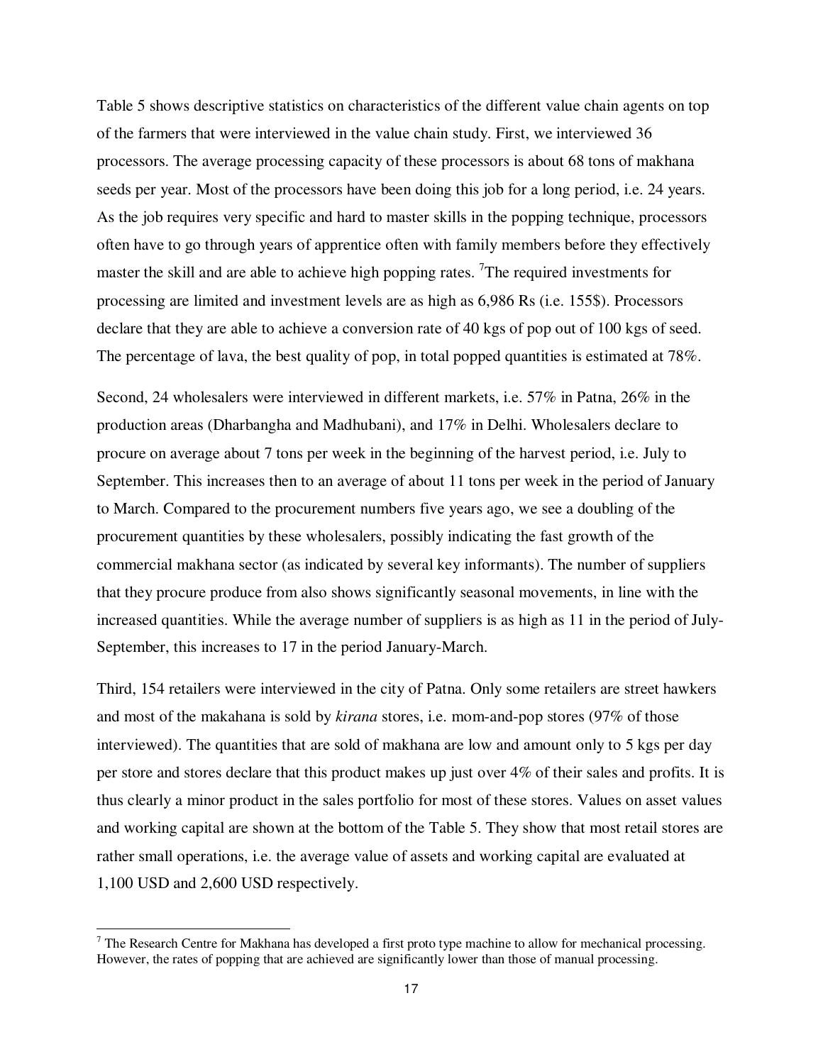Table 5 shows descriptive statistics on characteristics of the different value chain agents on top of the farmers that were interviewed in the value chain study. First, we interviewed 36 processors. The average processing capacity of these processors is about 68 tons of makhana seeds per year. Most of the processors have been doing this job for a long period, i.e. 24 years. As the job requires very specific and hard to master skills in the popping technique, processors often have to go through years of apprentice often with family members before they effectively master the skill and are able to achieve high popping rates. [7]The required investments for processing are limited and investment levels are as high as 6,986 Rs (i.e. 155$). Processors declare that they are able to achieve a conversion rate of 40 kgs of pop out of 100 kgs of seed. The percentage of lava, the best quality of pop, in total popped quantities is estimated at 78%.

Second, 24 wholesalers were interviewed in different markets, i.e. 57% in Patna, 26% in the production areas (Dharbangha and Madhubani), and 17% in Delhi. Wholesalers declare to procure on average about 7 tons per week in the beginning of the harvest period, i.e. July to September. This increases then to an average of about 11 tons per week in the period of January to March. Compared to the procurement numbers five years ago, we see a doubling of the procurement quantities by these wholesalers, possibly indicating the fast growth of the commercial makhana sector (as indicated by several key informants). The number of suppliers that they procure produce from also shows significantly seasonal movements, in line with the increased quantities. While the average number of suppliers is as high as 11 in the period of July-September, this increases to 17 in the period January-March.

Third, 154 retailers were interviewed in the city of Patna. Only some retailers are street hawkers and most of the makahana is sold by *kirana* stores, i.e. mom-and-pop stores (97% of those interviewed). The quantities that are sold of makhana are low and amount only to 5 kgs per day per store and stores declare that this product makes up just over 4% of their sales and profits. It is thus clearly a minor product in the sales portfolio for most of these stores. Values on asset values and working capital are shown at the bottom of the Table 5. They show that most retail stores are rather small operations, i.e. the average value of assets and working capital are evaluated at 1,100 USD and 2,600 USD respectively.

[7] The Research Centre for Makhana has developed a first proto type machine to allow for mechanical processing. However, the rates of popping that are achieved are significantly lower than those of manual processing.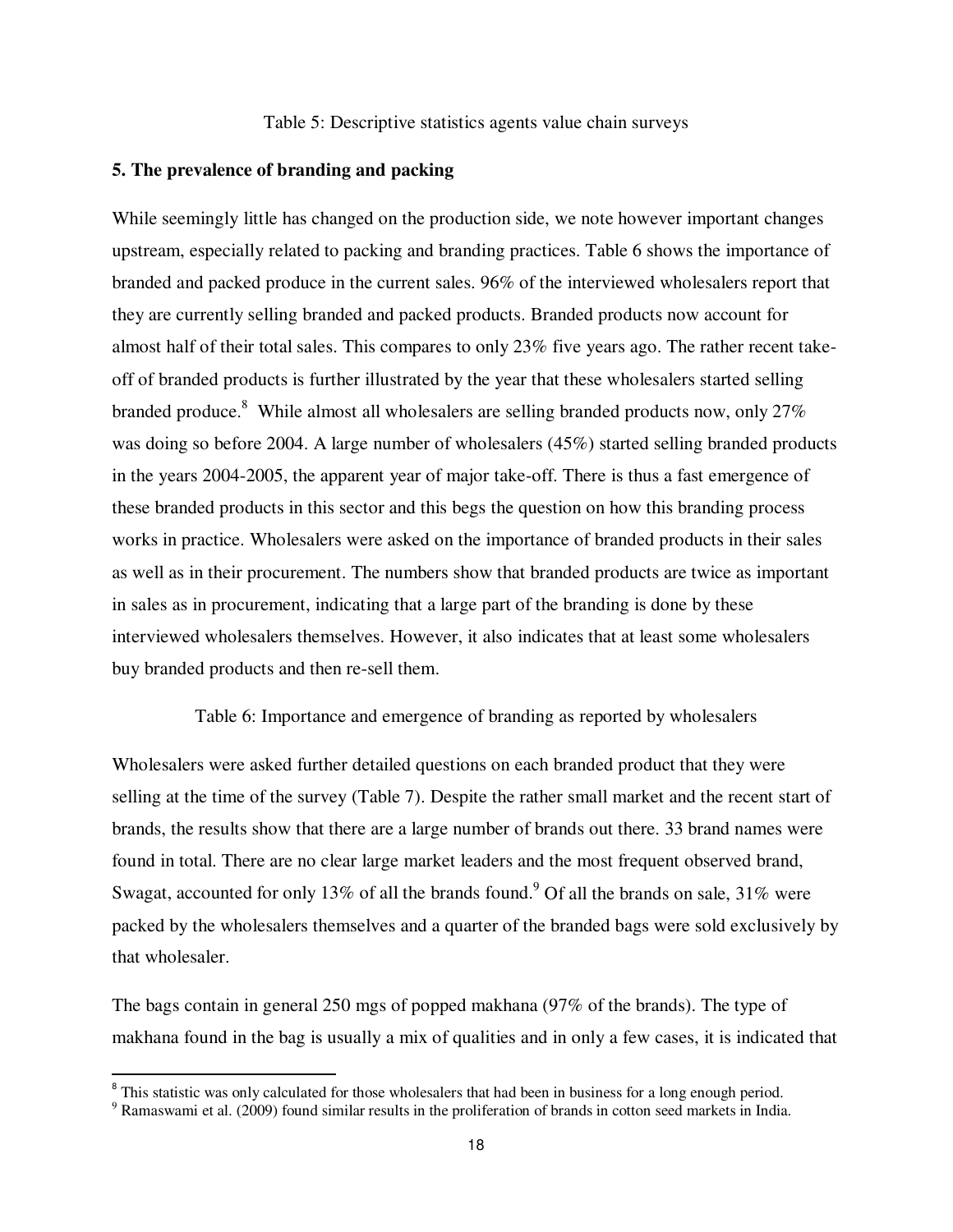Table 5: Descriptive statistics agents value chain surveys

## 5. The prevalence of branding and packing

While seemingly little has changed on the production side, we note however important changes upstream, especially related to packing and branding practices. Table 6 shows the importance of branded and packed produce in the current sales. 96% of the interviewed wholesalers report that they are currently selling branded and packed products. Branded products now account for almost half of their total sales. This compares to only 23% five years ago. The rather recent take-off of branded products is further illustrated by the year that these wholesalers started selling branded produce.[8] While almost all wholesalers are selling branded products now, only 27% was doing so before 2004. A large number of wholesalers (45%) started selling branded products in the years 2004-2005, the apparent year of major take-off. There is thus a fast emergence of these branded products in this sector and this begs the question on how this branding process works in practice. Wholesalers were asked on the importance of branded products in their sales as well as in their procurement. The numbers show that branded products are twice as important in sales as in procurement, indicating that a large part of the branding is done by these interviewed wholesalers themselves. However, it also indicates that at least some wholesalers buy branded products and then re-sell them.

Table 6: Importance and emergence of branding as reported by wholesalers

Wholesalers were asked further detailed questions on each branded product that they were selling at the time of the survey (Table 7). Despite the rather small market and the recent start of brands, the results show that there are a large number of brands out there. 33 brand names were found in total. There are no clear large market leaders and the most frequent observed brand, Swagat, accounted for only 13% of all the brands found.[9] Of all the brands on sale, 31% were packed by the wholesalers themselves and a quarter of the branded bags were sold exclusively by that wholesaler.

The bags contain in general 250 mgs of popped makhana (97% of the brands). The type of makhana found in the bag is usually a mix of qualities and in only a few cases, it is indicated that

---

[8] This statistic was only calculated for those wholesalers that had been in business for a long enough period.

[9] Ramaswami et al. (2009) found similar results in the proliferation of brands in cotton seed markets in India.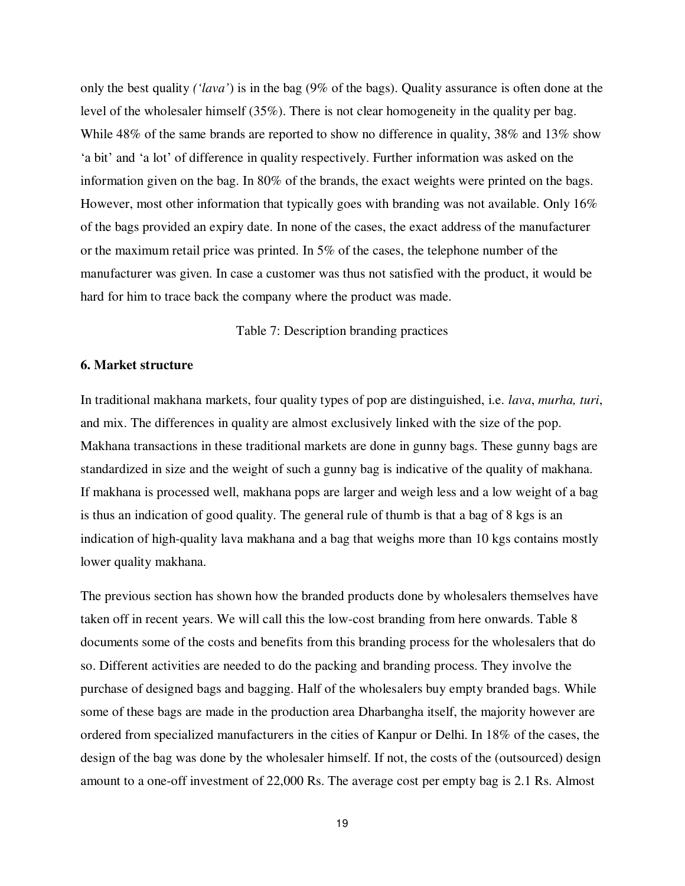only the best quality *('lava')* is in the bag (9% of the bags). Quality assurance is often done at the level of the wholesaler himself (35%). There is not clear homogeneity in the quality per bag. While 48% of the same brands are reported to show no difference in quality, 38% and 13% show 'a bit' and 'a lot' of difference in quality respectively. Further information was asked on the information given on the bag. In 80% of the brands, the exact weights were printed on the bags. However, most other information that typically goes with branding was not available. Only 16% of the bags provided an expiry date. In none of the cases, the exact address of the manufacturer or the maximum retail price was printed. In 5% of the cases, the telephone number of the manufacturer was given. In case a customer was thus not satisfied with the product, it would be hard for him to trace back the company where the product was made.

Table 7: Description branding practices

## 6. Market structure

In traditional makhana markets, four quality types of pop are distinguished, i.e. *lava*, *murha, turi*, and mix. The differences in quality are almost exclusively linked with the size of the pop. Makhana transactions in these traditional markets are done in gunny bags. These gunny bags are standardized in size and the weight of such a gunny bag is indicative of the quality of makhana. If makhana is processed well, makhana pops are larger and weigh less and a low weight of a bag is thus an indication of good quality. The general rule of thumb is that a bag of 8 kgs is an indication of high-quality lava makhana and a bag that weighs more than 10 kgs contains mostly lower quality makhana.

The previous section has shown how the branded products done by wholesalers themselves have taken off in recent years. We will call this the low-cost branding from here onwards. Table 8 documents some of the costs and benefits from this branding process for the wholesalers that do so. Different activities are needed to do the packing and branding process. They involve the purchase of designed bags and bagging. Half of the wholesalers buy empty branded bags. While some of these bags are made in the production area Dharbangha itself, the majority however are ordered from specialized manufacturers in the cities of Kanpur or Delhi. In 18% of the cases, the design of the bag was done by the wholesaler himself. If not, the costs of the (outsourced) design amount to a one-off investment of 22,000 Rs. The average cost per empty bag is 2.1 Rs. Almost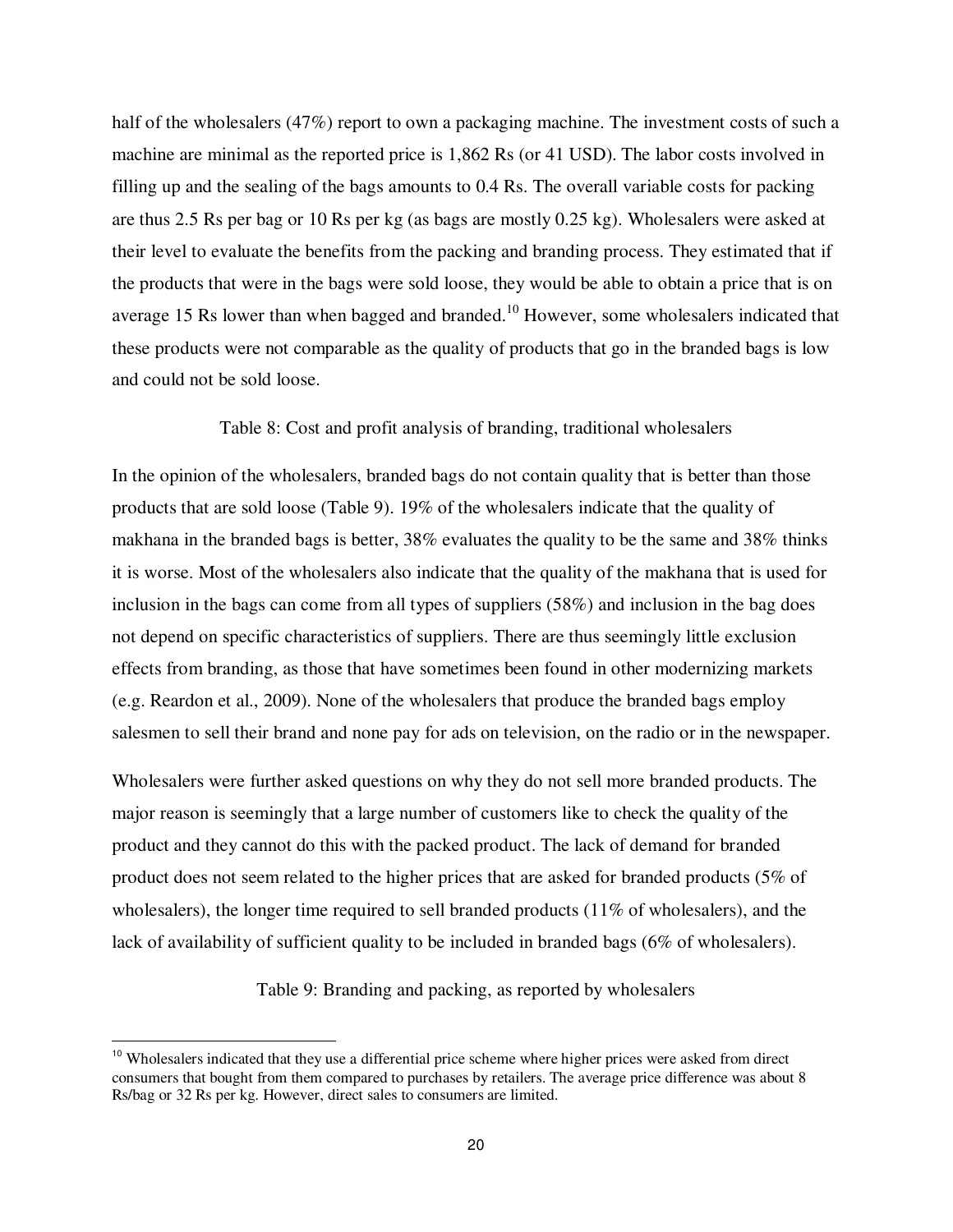half of the wholesalers (47%) report to own a packaging machine. The investment costs of such a machine are minimal as the reported price is 1,862 Rs (or 41 USD). The labor costs involved in filling up and the sealing of the bags amounts to 0.4 Rs. The overall variable costs for packing are thus 2.5 Rs per bag or 10 Rs per kg (as bags are mostly 0.25 kg). Wholesalers were asked at their level to evaluate the benefits from the packing and branding process. They estimated that if the products that were in the bags were sold loose, they would be able to obtain a price that is on average 15 Rs lower than when bagged and branded.[10] However, some wholesalers indicated that these products were not comparable as the quality of products that go in the branded bags is low and could not be sold loose.

Table 8: Cost and profit analysis of branding, traditional wholesalers

In the opinion of the wholesalers, branded bags do not contain quality that is better than those products that are sold loose (Table 9). 19% of the wholesalers indicate that the quality of makhana in the branded bags is better, 38% evaluates the quality to be the same and 38% thinks it is worse. Most of the wholesalers also indicate that the quality of the makhana that is used for inclusion in the bags can come from all types of suppliers (58%) and inclusion in the bag does not depend on specific characteristics of suppliers. There are thus seemingly little exclusion effects from branding, as those that have sometimes been found in other modernizing markets (e.g. Reardon et al., 2009). None of the wholesalers that produce the branded bags employ salesmen to sell their brand and none pay for ads on television, on the radio or in the newspaper.

Wholesalers were further asked questions on why they do not sell more branded products. The major reason is seemingly that a large number of customers like to check the quality of the product and they cannot do this with the packed product. The lack of demand for branded product does not seem related to the higher prices that are asked for branded products (5% of wholesalers), the longer time required to sell branded products (11% of wholesalers), and the lack of availability of sufficient quality to be included in branded bags (6% of wholesalers).

Table 9: Branding and packing, as reported by wholesalers

[10] Wholesalers indicated that they use a differential price scheme where higher prices were asked from direct consumers that bought from them compared to purchases by retailers. The average price difference was about 8 Rs/bag or 32 Rs per kg. However, direct sales to consumers are limited.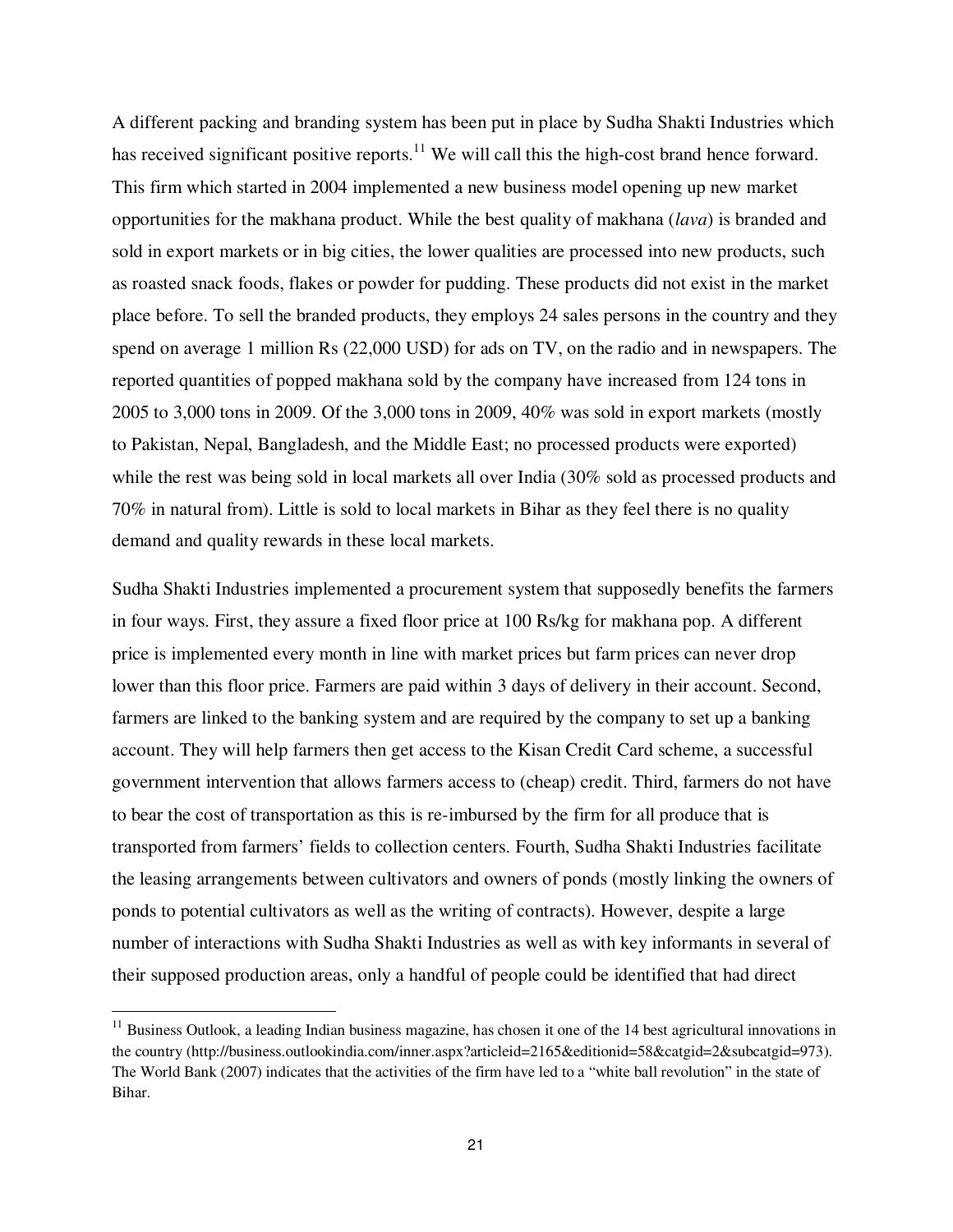A different packing and branding system has been put in place by Sudha Shakti Industries which has received significant positive reports.[11] We will call this the high-cost brand hence forward. This firm which started in 2004 implemented a new business model opening up new market opportunities for the makhana product. While the best quality of makhana (*lava*) is branded and sold in export markets or in big cities, the lower qualities are processed into new products, such as roasted snack foods, flakes or powder for pudding. These products did not exist in the market place before. To sell the branded products, they employs 24 sales persons in the country and they spend on average 1 million Rs (22,000 USD) for ads on TV, on the radio and in newspapers. The reported quantities of popped makhana sold by the company have increased from 124 tons in 2005 to 3,000 tons in 2009. Of the 3,000 tons in 2009, 40% was sold in export markets (mostly to Pakistan, Nepal, Bangladesh, and the Middle East; no processed products were exported) while the rest was being sold in local markets all over India (30% sold as processed products and 70% in natural from). Little is sold to local markets in Bihar as they feel there is no quality demand and quality rewards in these local markets.

Sudha Shakti Industries implemented a procurement system that supposedly benefits the farmers in four ways. First, they assure a fixed floor price at 100 Rs/kg for makhana pop. A different price is implemented every month in line with market prices but farm prices can never drop lower than this floor price. Farmers are paid within 3 days of delivery in their account. Second, farmers are linked to the banking system and are required by the company to set up a banking account. They will help farmers then get access to the Kisan Credit Card scheme, a successful government intervention that allows farmers access to (cheap) credit. Third, farmers do not have to bear the cost of transportation as this is re-imbursed by the firm for all produce that is transported from farmers' fields to collection centers. Fourth, Sudha Shakti Industries facilitate the leasing arrangements between cultivators and owners of ponds (mostly linking the owners of ponds to potential cultivators as well as the writing of contracts). However, despite a large number of interactions with Sudha Shakti Industries as well as with key informants in several of their supposed production areas, only a handful of people could be identified that had direct

---

[11] Business Outlook, a leading Indian business magazine, has chosen it one of the 14 best agricultural innovations in the country (http://business.outlookindia.com/inner.aspx?articleid=2165&editionid=58&catgid=2&subcatgid=973). The World Bank (2007) indicates that the activities of the firm have led to a "white ball revolution" in the state of Bihar.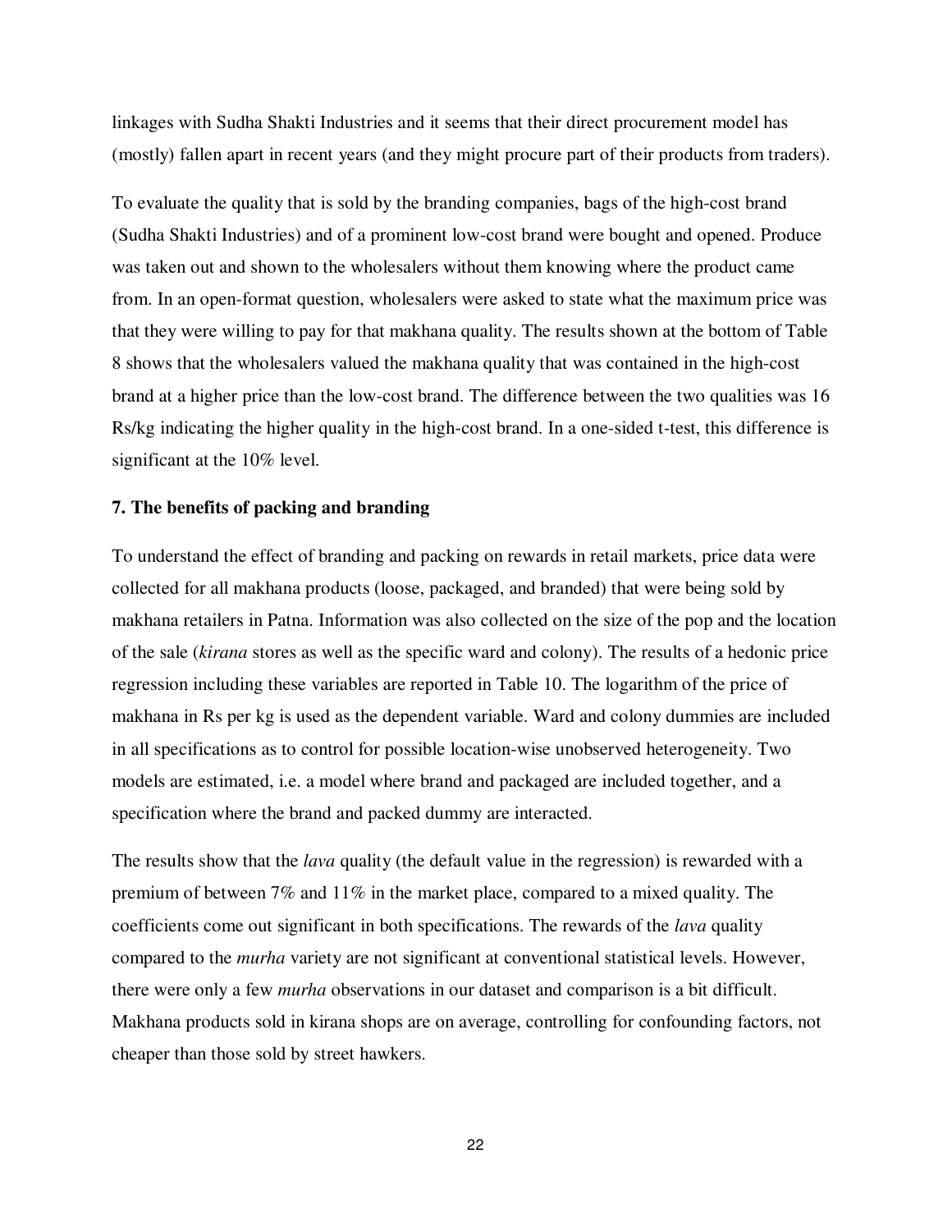linkages with Sudha Shakti Industries and it seems that their direct procurement model has (mostly) fallen apart in recent years (and they might procure part of their products from traders).

To evaluate the quality that is sold by the branding companies, bags of the high-cost brand (Sudha Shakti Industries) and of a prominent low-cost brand were bought and opened. Produce was taken out and shown to the wholesalers without them knowing where the product came from. In an open-format question, wholesalers were asked to state what the maximum price was that they were willing to pay for that makhana quality. The results shown at the bottom of Table 8 shows that the wholesalers valued the makhana quality that was contained in the high-cost brand at a higher price than the low-cost brand. The difference between the two qualities was 16 Rs/kg indicating the higher quality in the high-cost brand. In a one-sided t-test, this difference is significant at the 10% level.

**7. The benefits of packing and branding**

To understand the effect of branding and packing on rewards in retail markets, price data were collected for all makhana products (loose, packaged, and branded) that were being sold by makhana retailers in Patna. Information was also collected on the size of the pop and the location of the sale (*kirana* stores as well as the specific ward and colony). The results of a hedonic price regression including these variables are reported in Table 10. The logarithm of the price of makhana in Rs per kg is used as the dependent variable. Ward and colony dummies are included in all specifications as to control for possible location-wise unobserved heterogeneity. Two models are estimated, i.e. a model where brand and packaged are included together, and a specification where the brand and packed dummy are interacted.

The results show that the *lava* quality (the default value in the regression) is rewarded with a premium of between 7% and 11% in the market place, compared to a mixed quality. The coefficients come out significant in both specifications. The rewards of the *lava* quality compared to the *murha* variety are not significant at conventional statistical levels. However, there were only a few *murha* observations in our dataset and comparison is a bit difficult. Makhana products sold in kirana shops are on average, controlling for confounding factors, not cheaper than those sold by street hawkers.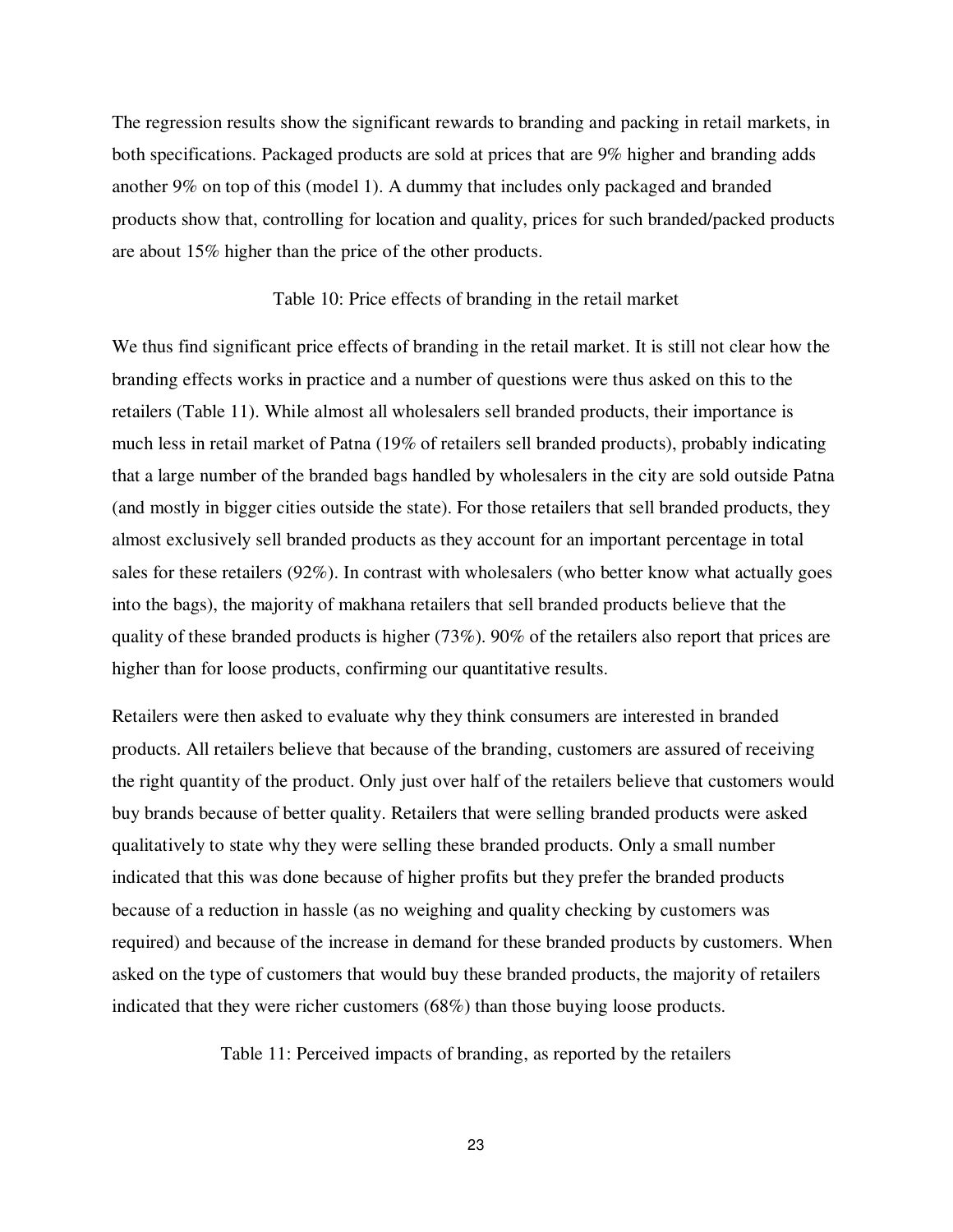The regression results show the significant rewards to branding and packing in retail markets, in both specifications. Packaged products are sold at prices that are 9% higher and branding adds another 9% on top of this (model 1). A dummy that includes only packaged and branded products show that, controlling for location and quality, prices for such branded/packed products are about 15% higher than the price of the other products.

Table 10: Price effects of branding in the retail market

We thus find significant price effects of branding in the retail market. It is still not clear how the branding effects works in practice and a number of questions were thus asked on this to the retailers (Table 11). While almost all wholesalers sell branded products, their importance is much less in retail market of Patna (19% of retailers sell branded products), probably indicating that a large number of the branded bags handled by wholesalers in the city are sold outside Patna (and mostly in bigger cities outside the state). For those retailers that sell branded products, they almost exclusively sell branded products as they account for an important percentage in total sales for these retailers (92%). In contrast with wholesalers (who better know what actually goes into the bags), the majority of makhana retailers that sell branded products believe that the quality of these branded products is higher (73%). 90% of the retailers also report that prices are higher than for loose products, confirming our quantitative results.

Retailers were then asked to evaluate why they think consumers are interested in branded products. All retailers believe that because of the branding, customers are assured of receiving the right quantity of the product. Only just over half of the retailers believe that customers would buy brands because of better quality. Retailers that were selling branded products were asked qualitatively to state why they were selling these branded products. Only a small number indicated that this was done because of higher profits but they prefer the branded products because of a reduction in hassle (as no weighing and quality checking by customers was required) and because of the increase in demand for these branded products by customers. When asked on the type of customers that would buy these branded products, the majority of retailers indicated that they were richer customers (68%) than those buying loose products.

Table 11: Perceived impacts of branding, as reported by the retailers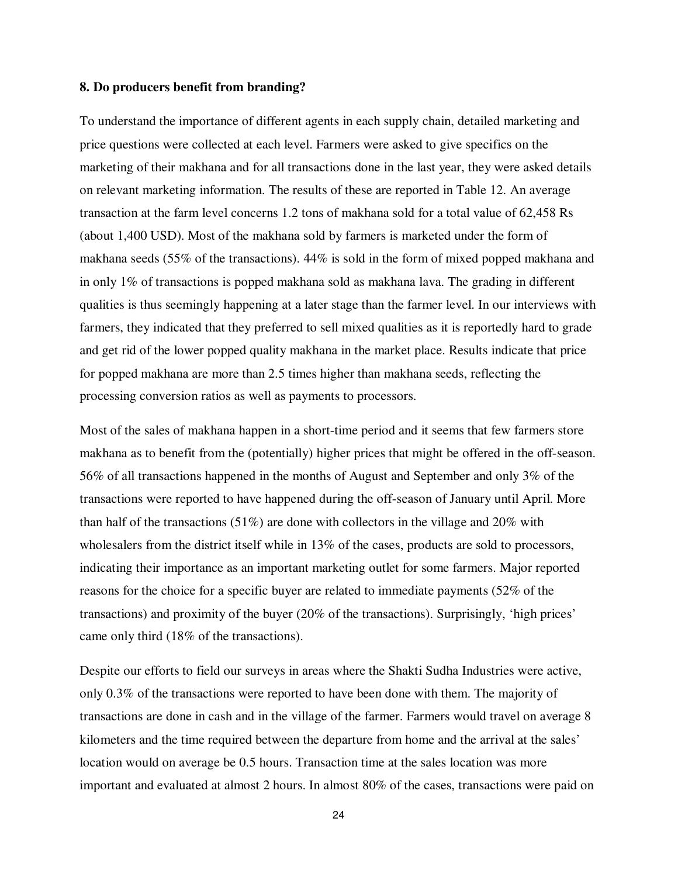### 8. Do producers benefit from branding?

To understand the importance of different agents in each supply chain, detailed marketing and price questions were collected at each level. Farmers were asked to give specifics on the marketing of their makhana and for all transactions done in the last year, they were asked details on relevant marketing information. The results of these are reported in Table 12. An average transaction at the farm level concerns 1.2 tons of makhana sold for a total value of 62,458 Rs (about 1,400 USD). Most of the makhana sold by farmers is marketed under the form of makhana seeds (55% of the transactions). 44% is sold in the form of mixed popped makhana and in only 1% of transactions is popped makhana sold as makhana lava. The grading in different qualities is thus seemingly happening at a later stage than the farmer level. In our interviews with farmers, they indicated that they preferred to sell mixed qualities as it is reportedly hard to grade and get rid of the lower popped quality makhana in the market place. Results indicate that price for popped makhana are more than 2.5 times higher than makhana seeds, reflecting the processing conversion ratios as well as payments to processors.

Most of the sales of makhana happen in a short-time period and it seems that few farmers store makhana as to benefit from the (potentially) higher prices that might be offered in the off-season. 56% of all transactions happened in the months of August and September and only 3% of the transactions were reported to have happened during the off-season of January until April. More than half of the transactions (51%) are done with collectors in the village and 20% with wholesalers from the district itself while in 13% of the cases, products are sold to processors, indicating their importance as an important marketing outlet for some farmers. Major reported reasons for the choice for a specific buyer are related to immediate payments (52% of the transactions) and proximity of the buyer (20% of the transactions). Surprisingly, 'high prices' came only third (18% of the transactions).

Despite our efforts to field our surveys in areas where the Shakti Sudha Industries were active, only 0.3% of the transactions were reported to have been done with them. The majority of transactions are done in cash and in the village of the farmer. Farmers would travel on average 8 kilometers and the time required between the departure from home and the arrival at the sales' location would on average be 0.5 hours. Transaction time at the sales location was more important and evaluated at almost 2 hours. In almost 80% of the cases, transactions were paid on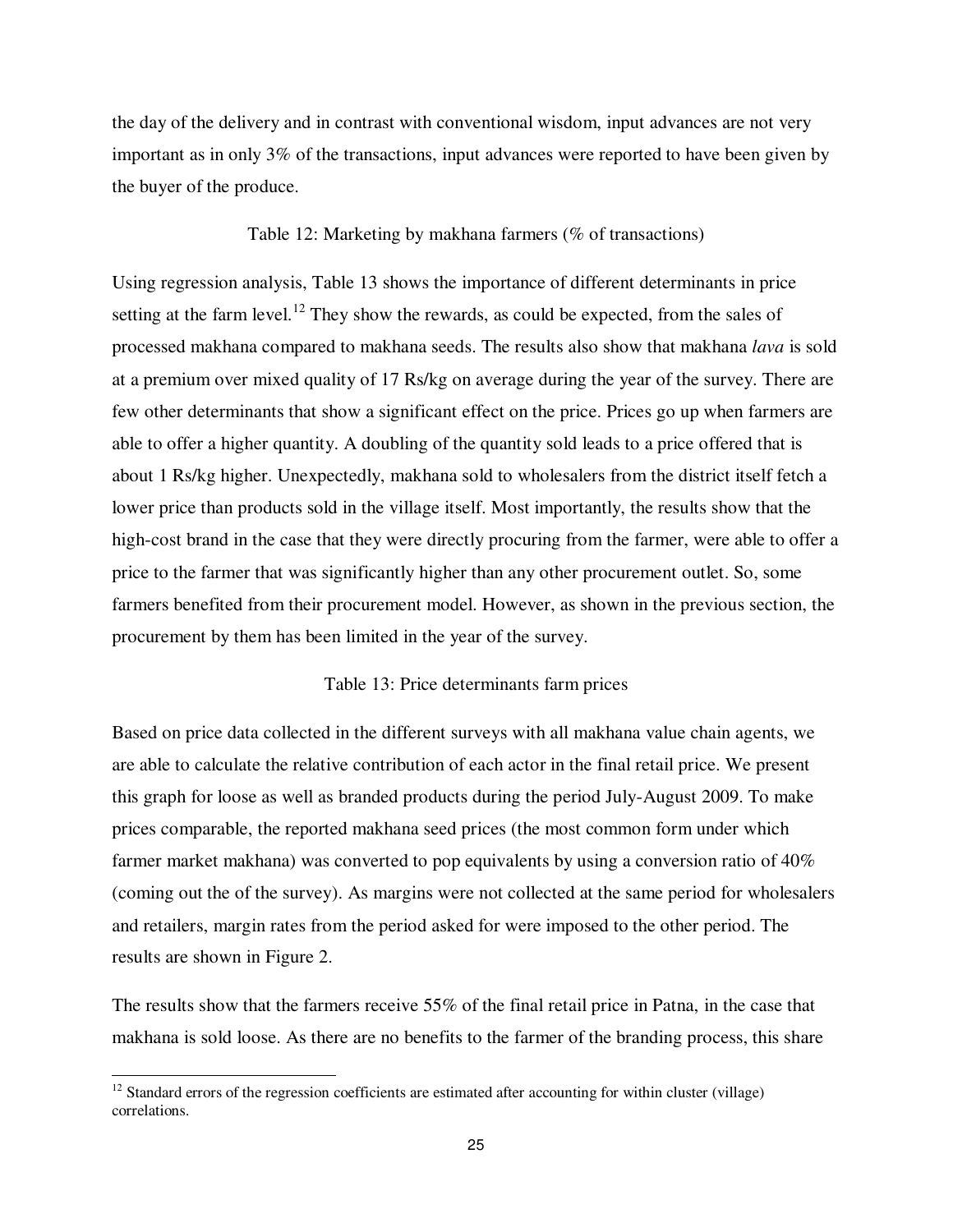the day of the delivery and in contrast with conventional wisdom, input advances are not very important as in only 3% of the transactions, input advances were reported to have been given by the buyer of the produce.

Table 12: Marketing by makhana farmers (% of transactions)

Using regression analysis, Table 13 shows the importance of different determinants in price setting at the farm level.[12] They show the rewards, as could be expected, from the sales of processed makhana compared to makhana seeds. The results also show that makhana *lava* is sold at a premium over mixed quality of 17 Rs/kg on average during the year of the survey. There are few other determinants that show a significant effect on the price. Prices go up when farmers are able to offer a higher quantity. A doubling of the quantity sold leads to a price offered that is about 1 Rs/kg higher. Unexpectedly, makhana sold to wholesalers from the district itself fetch a lower price than products sold in the village itself. Most importantly, the results show that the high-cost brand in the case that they were directly procuring from the farmer, were able to offer a price to the farmer that was significantly higher than any other procurement outlet. So, some farmers benefited from their procurement model. However, as shown in the previous section, the procurement by them has been limited in the year of the survey.

Table 13: Price determinants farm prices

Based on price data collected in the different surveys with all makhana value chain agents, we are able to calculate the relative contribution of each actor in the final retail price. We present this graph for loose as well as branded products during the period July-August 2009. To make prices comparable, the reported makhana seed prices (the most common form under which farmer market makhana) was converted to pop equivalents by using a conversion ratio of 40% (coming out the of the survey). As margins were not collected at the same period for wholesalers and retailers, margin rates from the period asked for were imposed to the other period. The results are shown in Figure 2.

The results show that the farmers receive 55% of the final retail price in Patna, in the case that makhana is sold loose. As there are no benefits to the farmer of the branding process, this share

[12] Standard errors of the regression coefficients are estimated after accounting for within cluster (village) correlations.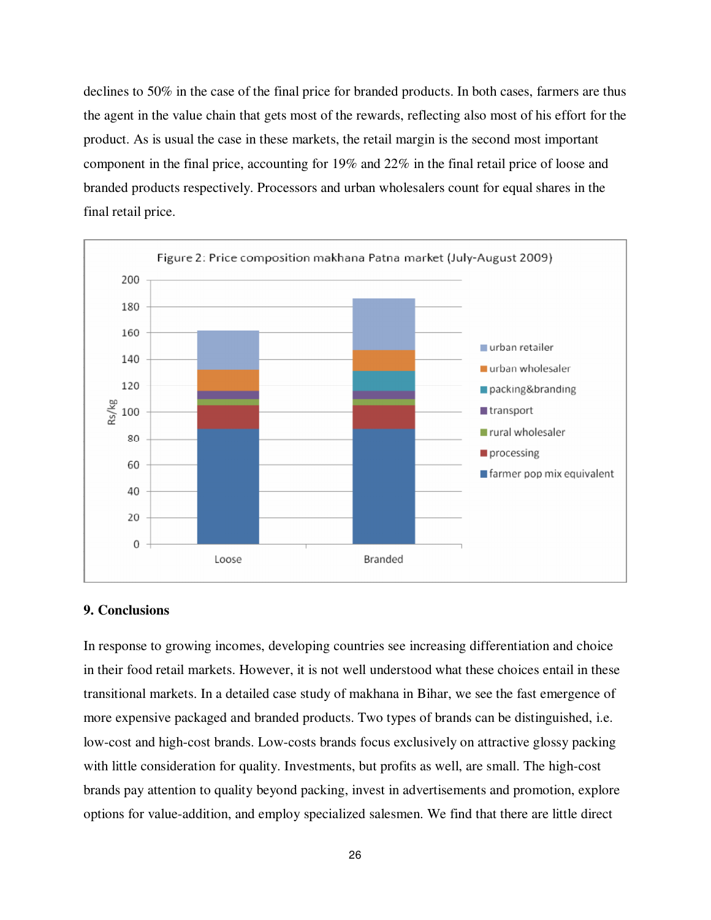declines to 50% in the case of the final price for branded products. In both cases, farmers are thus the agent in the value chain that gets most of the rewards, reflecting also most of his effort for the product. As is usual the case in these markets, the retail margin is the second most important component in the final price, accounting for 19% and 22% in the final retail price of loose and branded products respectively. Processors and urban wholesalers count for equal shares in the final retail price.

Figure 2: Price composition makhana Patna market (July-August 2009)

## 9. Conclusions

In response to growing incomes, developing countries see increasing differentiation and choice in their food retail markets. However, it is not well understood what these choices entail in these transitional markets. In a detailed case study of makhana in Bihar, we see the fast emergence of more expensive packaged and branded products. Two types of brands can be distinguished, i.e. low-cost and high-cost brands. Low-costs brands focus exclusively on attractive glossy packing with little consideration for quality. Investments, but profits as well, are small. The high-cost brands pay attention to quality beyond packing, invest in advertisements and promotion, explore options for value-addition, and employ specialized salesmen. We find that there are little direct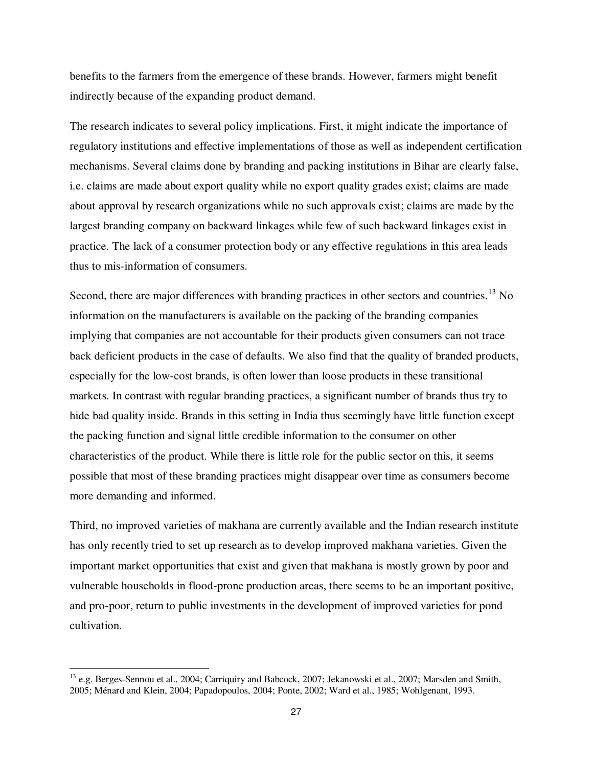benefits to the farmers from the emergence of these brands. However, farmers might benefit indirectly because of the expanding product demand.

The research indicates to several policy implications. First, it might indicate the importance of regulatory institutions and effective implementations of those as well as independent certification mechanisms. Several claims done by branding and packing institutions in Bihar are clearly false, i.e. claims are made about export quality while no export quality grades exist; claims are made about approval by research organizations while no such approvals exist; claims are made by the largest branding company on backward linkages while few of such backward linkages exist in practice. The lack of a consumer protection body or any effective regulations in this area leads thus to mis-information of consumers.

Second, there are major differences with branding practices in other sectors and countries.[13] No information on the manufacturers is available on the packing of the branding companies implying that companies are not accountable for their products given consumers can not trace back deficient products in the case of defaults. We also find that the quality of branded products, especially for the low-cost brands, is often lower than loose products in these transitional markets. In contrast with regular branding practices, a significant number of brands thus try to hide bad quality inside. Brands in this setting in India thus seemingly have little function except the packing function and signal little credible information to the consumer on other characteristics of the product. While there is little role for the public sector on this, it seems possible that most of these branding practices might disappear over time as consumers become more demanding and informed.

Third, no improved varieties of makhana are currently available and the Indian research institute has only recently tried to set up research as to develop improved makhana varieties. Given the important market opportunities that exist and given that makhana is mostly grown by poor and vulnerable households in flood-prone production areas, there seems to be an important positive, and pro-poor, return to public investments in the development of improved varieties for pond cultivation.

---

[13] e.g. Berges-Sennou et al., 2004; Carriquiry and Babcock, 2007; Jekanowski et al., 2007; Marsden and Smith, 2005; Ménard and Klein, 2004; Papadopoulos, 2004; Ponte, 2002; Ward et al., 1985; Wohlgenant, 1993.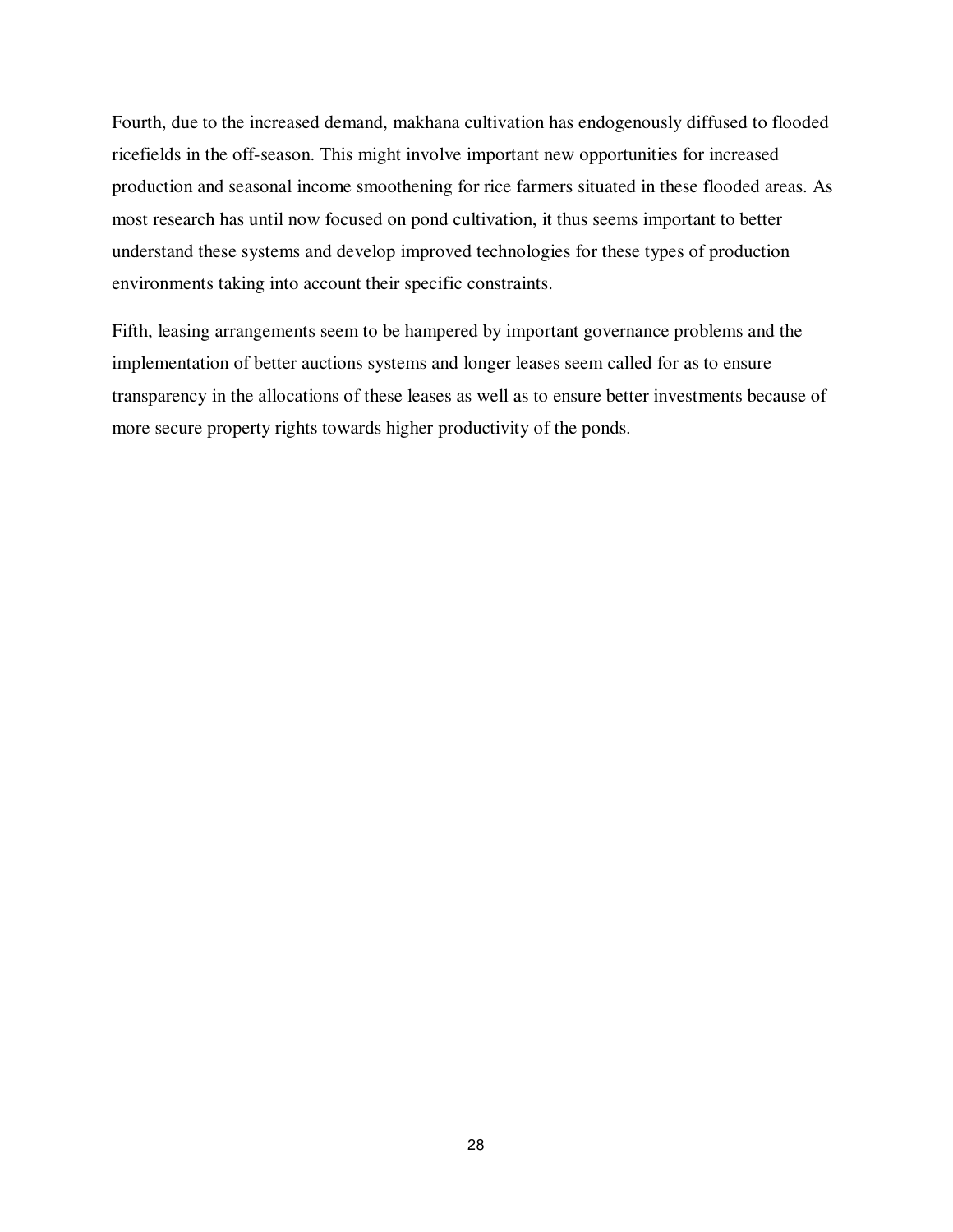Fourth, due to the increased demand, makhana cultivation has endogenously diffused to flooded ricefields in the off-season. This might involve important new opportunities for increased production and seasonal income smoothening for rice farmers situated in these flooded areas. As most research has until now focused on pond cultivation, it thus seems important to better understand these systems and develop improved technologies for these types of production environments taking into account their specific constraints.

Fifth, leasing arrangements seem to be hampered by important governance problems and the implementation of better auctions systems and longer leases seem called for as to ensure transparency in the allocations of these leases as well as to ensure better investments because of more secure property rights towards higher productivity of the ponds.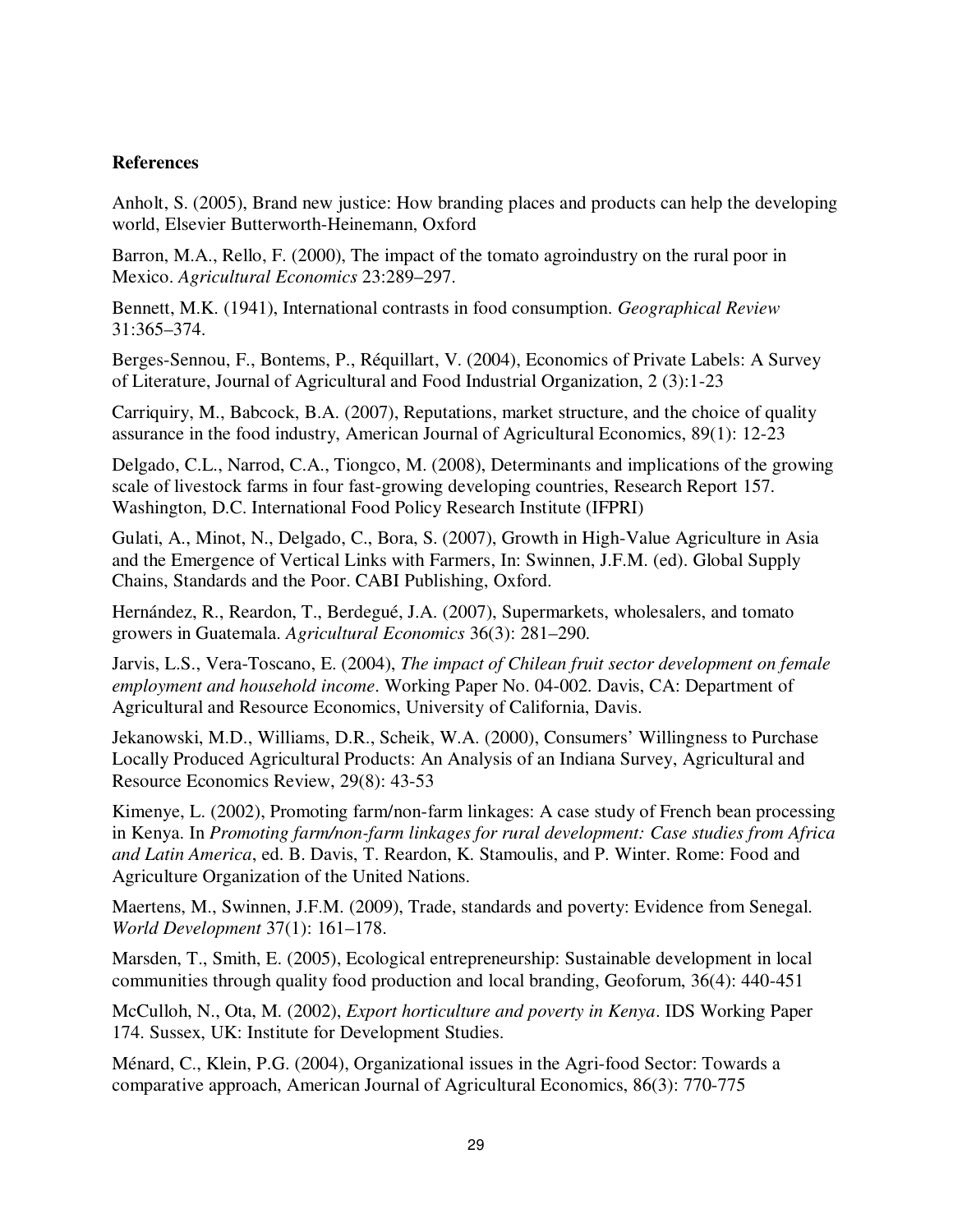**References**

Anholt, S. (2005), Brand new justice: How branding places and products can help the developing world, Elsevier Butterworth-Heinemann, Oxford

Barron, M.A., Rello, F. (2000), The impact of the tomato agroindustry on the rural poor in Mexico. *Agricultural Economics* 23:289–297.

Bennett, M.K. (1941), International contrasts in food consumption. *Geographical Review* 31:365–374.

Berges-Sennou, F., Bontems, P., Réquillart, V. (2004), Economics of Private Labels: A Survey of Literature, Journal of Agricultural and Food Industrial Organization, 2 (3):1-23

Carriquiry, M., Babcock, B.A. (2007), Reputations, market structure, and the choice of quality assurance in the food industry, American Journal of Agricultural Economics, 89(1): 12-23

Delgado, C.L., Narrod, C.A., Tiongco, M. (2008), Determinants and implications of the growing scale of livestock farms in four fast-growing developing countries, Research Report 157. Washington, D.C. International Food Policy Research Institute (IFPRI)

Gulati, A., Minot, N., Delgado, C., Bora, S. (2007), Growth in High-Value Agriculture in Asia and the Emergence of Vertical Links with Farmers, In: Swinnen, J.F.M. (ed). Global Supply Chains, Standards and the Poor. CABI Publishing, Oxford.

Hernández, R., Reardon, T., Berdegué, J.A. (2007), Supermarkets, wholesalers, and tomato growers in Guatemala. *Agricultural Economics* 36(3): 281–290.

Jarvis, L.S., Vera-Toscano, E. (2004), *The impact of Chilean fruit sector development on female employment and household income*. Working Paper No. 04-002. Davis, CA: Department of Agricultural and Resource Economics, University of California, Davis.

Jekanowski, M.D., Williams, D.R., Scheik, W.A. (2000), Consumers' Willingness to Purchase Locally Produced Agricultural Products: An Analysis of an Indiana Survey, Agricultural and Resource Economics Review, 29(8): 43-53

Kimenye, L. (2002), Promoting farm/non-farm linkages: A case study of French bean processing in Kenya. In *Promoting farm/non-farm linkages for rural development: Case studies from Africa and Latin America*, ed. B. Davis, T. Reardon, K. Stamoulis, and P. Winter. Rome: Food and Agriculture Organization of the United Nations.

Maertens, M., Swinnen, J.F.M. (2009), Trade, standards and poverty: Evidence from Senegal. *World Development* 37(1): 161–178.

Marsden, T., Smith, E. (2005), Ecological entrepreneurship: Sustainable development in local communities through quality food production and local branding, Geoforum, 36(4): 440-451

McCulloh, N., Ota, M. (2002), *Export horticulture and poverty in Kenya*. IDS Working Paper 174. Sussex, UK: Institute for Development Studies.

Ménard, C., Klein, P.G. (2004), Organizational issues in the Agri-food Sector: Towards a comparative approach, American Journal of Agricultural Economics, 86(3): 770-775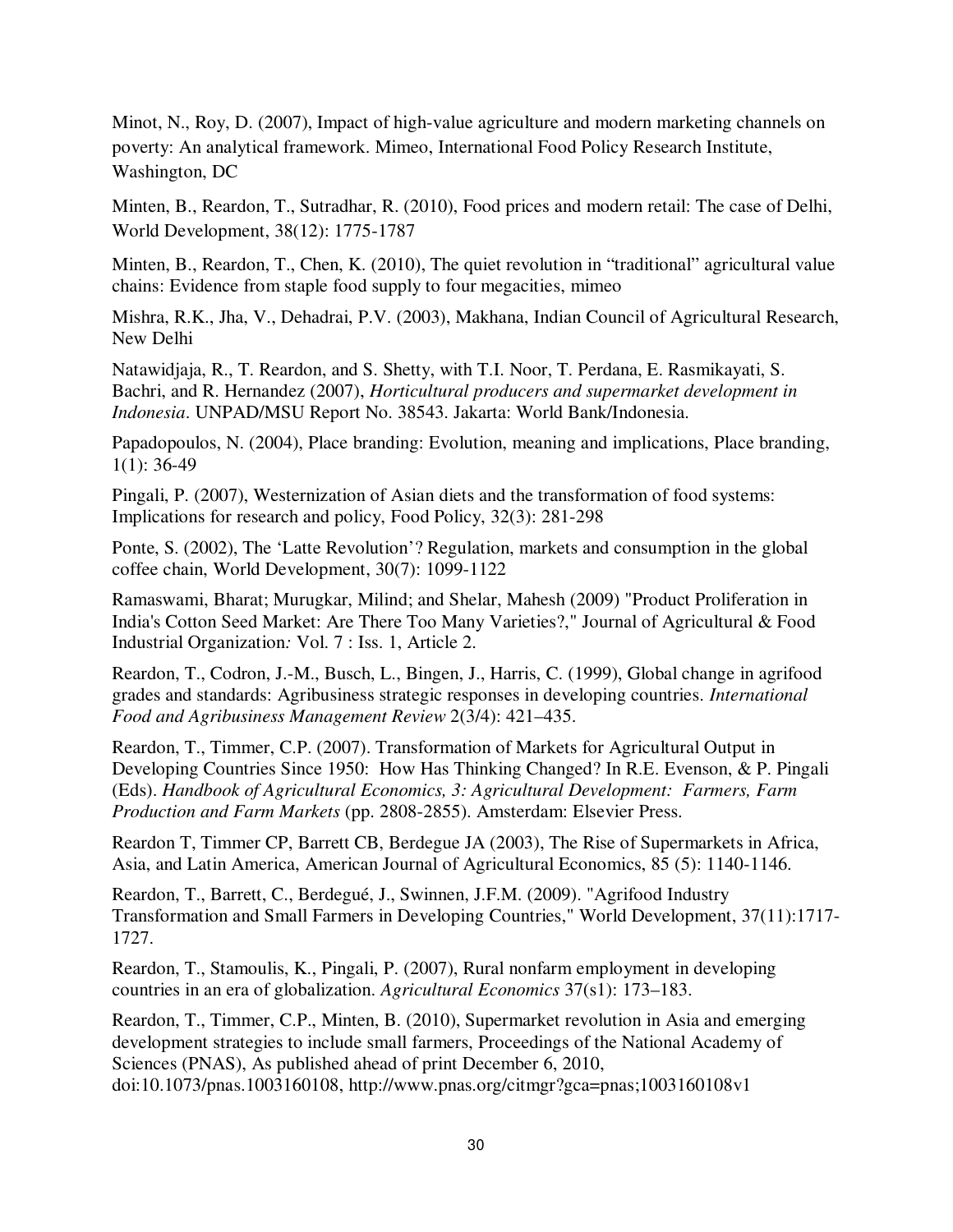Minot, N., Roy, D. (2007), Impact of high-value agriculture and modern marketing channels on poverty: An analytical framework. Mimeo, International Food Policy Research Institute, Washington, DC

Minten, B., Reardon, T., Sutradhar, R. (2010), Food prices and modern retail: The case of Delhi, World Development, 38(12): 1775-1787

Minten, B., Reardon, T., Chen, K. (2010), The quiet revolution in "traditional" agricultural value chains: Evidence from staple food supply to four megacities, mimeo

Mishra, R.K., Jha, V., Dehadrai, P.V. (2003), Makhana, Indian Council of Agricultural Research, New Delhi

Natawidjaja, R., T. Reardon, and S. Shetty, with T.I. Noor, T. Perdana, E. Rasmikayati, S. Bachri, and R. Hernandez (2007), *Horticultural producers and supermarket development in Indonesia*. UNPAD/MSU Report No. 38543. Jakarta: World Bank/Indonesia.

Papadopoulos, N. (2004), Place branding: Evolution, meaning and implications, Place branding, 1(1): 36-49

Pingali, P. (2007), Westernization of Asian diets and the transformation of food systems: Implications for research and policy, Food Policy, 32(3): 281-298

Ponte, S. (2002), The 'Latte Revolution'? Regulation, markets and consumption in the global coffee chain, World Development, 30(7): 1099-1122

Ramaswami, Bharat; Murugkar, Milind; and Shelar, Mahesh (2009) "Product Proliferation in India's Cotton Seed Market: Are There Too Many Varieties?," Journal of Agricultural & Food Industrial Organization*:* Vol. 7 : Iss. 1, Article 2.

Reardon, T., Codron, J.-M., Busch, L., Bingen, J., Harris, C. (1999), Global change in agrifood grades and standards: Agribusiness strategic responses in developing countries. *International Food and Agribusiness Management Review* 2(3/4): 421–435.

Reardon, T., Timmer, C.P. (2007). Transformation of Markets for Agricultural Output in Developing Countries Since 1950: How Has Thinking Changed? In R.E. Evenson, & P. Pingali (Eds). *Handbook of Agricultural Economics, 3: Agricultural Development: Farmers, Farm Production and Farm Markets* (pp. 2808-2855). Amsterdam: Elsevier Press.

Reardon T, Timmer CP, Barrett CB, Berdegue JA (2003), The Rise of Supermarkets in Africa, Asia, and Latin America, American Journal of Agricultural Economics, 85 (5): 1140-1146.

Reardon, T., Barrett, C., Berdegué, J., Swinnen, J.F.M. (2009). "Agrifood Industry Transformation and Small Farmers in Developing Countries," World Development, 37(11):1717-1727.

Reardon, T., Stamoulis, K., Pingali, P. (2007), Rural nonfarm employment in developing countries in an era of globalization. *Agricultural Economics* 37(s1): 173–183.

Reardon, T., Timmer, C.P., Minten, B. (2010), Supermarket revolution in Asia and emerging development strategies to include small farmers, Proceedings of the National Academy of Sciences (PNAS), As published ahead of print December 6, 2010, doi:10.1073/pnas.1003160108, http://www.pnas.org/citmgr?gca=pnas;1003160108v1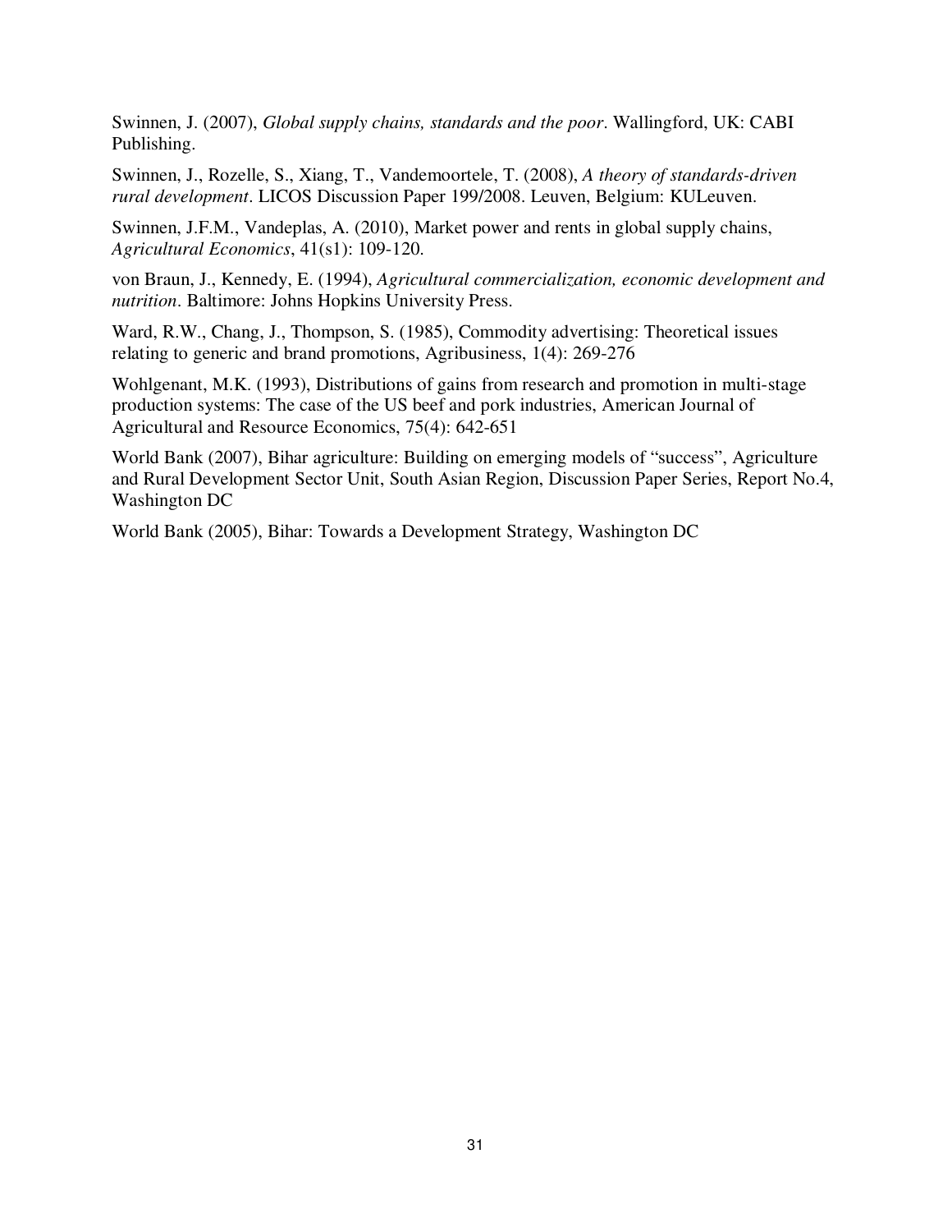Swinnen, J. (2007), *Global supply chains, standards and the poor*. Wallingford, UK: CABI Publishing.

Swinnen, J., Rozelle, S., Xiang, T., Vandemoortele, T. (2008), *A theory of standards-driven rural development*. LICOS Discussion Paper 199/2008. Leuven, Belgium: KULeuven.

Swinnen, J.F.M., Vandeplas, A. (2010), Market power and rents in global supply chains, *Agricultural Economics*, 41(s1): 109-120.

von Braun, J., Kennedy, E. (1994), *Agricultural commercialization, economic development and nutrition*. Baltimore: Johns Hopkins University Press.

Ward, R.W., Chang, J., Thompson, S. (1985), Commodity advertising: Theoretical issues relating to generic and brand promotions, Agribusiness, 1(4): 269-276

Wohlgenant, M.K. (1993), Distributions of gains from research and promotion in multi-stage production systems: The case of the US beef and pork industries, American Journal of Agricultural and Resource Economics, 75(4): 642-651

World Bank (2007), Bihar agriculture: Building on emerging models of "success", Agriculture and Rural Development Sector Unit, South Asian Region, Discussion Paper Series, Report No.4, Washington DC

World Bank (2005), Bihar: Towards a Development Strategy, Washington DC